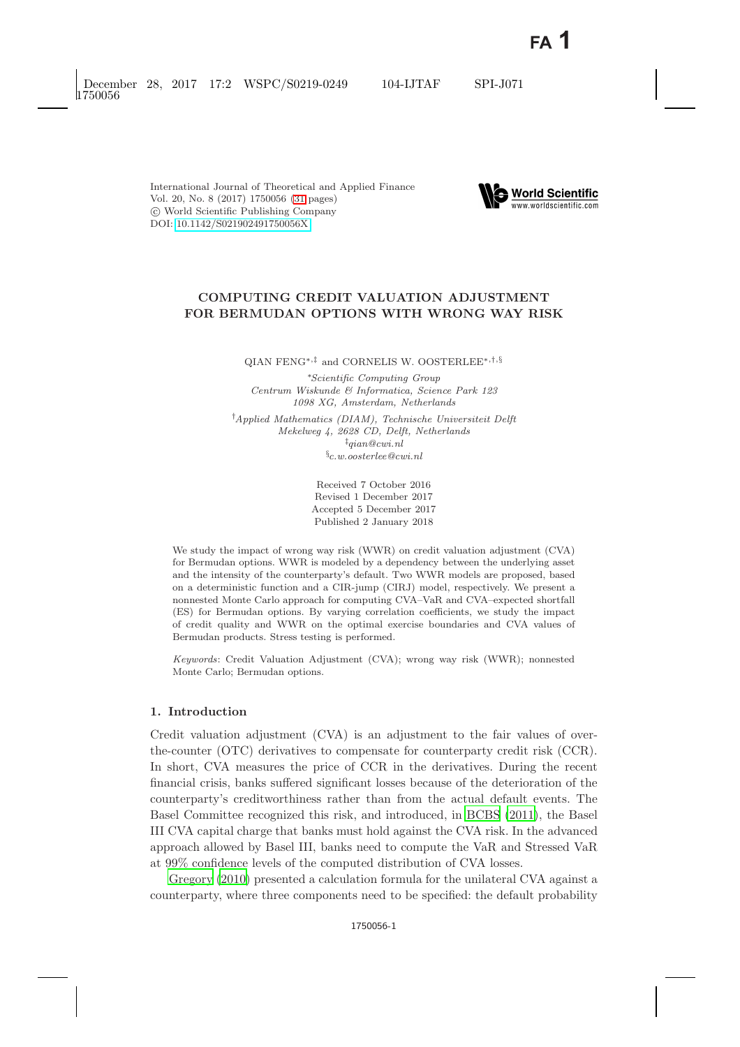International Journal of Theoretical and Applied Finance
Vol. 20, No. 8 (2017) 1750056 (31 pages)
© World Scientific Publishing Company
DOI: 10.1142/S021902491750056X

# COMPUTING CREDIT VALUATION ADJUSTMENT FOR BERMUDAN OPTIONS WITH WRONG WAY RISK

QIAN FENG[*,‡] and CORNELIS W. OOSTERLEE[*,†,§]

[*]*Scientific Computing Group*
*Centrum Wiskunde & Informatica, Science Park 123*
*1098 XG, Amsterdam, Netherlands*

[†]*Applied Mathematics (DIAM), Technische Universiteit Delft*
*Mekelweg 4, 2628 CD, Delft, Netherlands*
[‡]*qian@cwi.nl*
[§]*c.w.oosterlee@cwi.nl*

Received 7 October 2016
Revised 1 December 2017
Accepted 5 December 2017
Published 2 January 2018

We study the impact of wrong way risk (WWR) on credit valuation adjustment (CVA) for Bermudan options. WWR is modeled by a dependency between the underlying asset and the intensity of the counterparty's default. Two WWR models are proposed, based on a deterministic function and a CIR-jump (CIRJ) model, respectively. We present a nonnested Monte Carlo approach for computing CVA–VaR and CVA–expected shortfall (ES) for Bermudan options. By varying correlation coefficients, we study the impact of credit quality and WWR on the optimal exercise boundaries and CVA values of Bermudan products. Stress testing is performed.

*Keywords*: Credit Valuation Adjustment (CVA); wrong way risk (WWR); nonnested Monte Carlo; Bermudan options.

## 1. Introduction

Credit valuation adjustment (CVA) is an adjustment to the fair values of over-the-counter (OTC) derivatives to compensate for counterparty credit risk (CCR). In short, CVA measures the price of CCR in the derivatives. During the recent financial crisis, banks suffered significant losses because of the deterioration of the counterparty's creditworthiness rather than from the actual default events. The Basel Committee recognized this risk, and introduced, in BCBS (2011), the Basel III CVA capital charge that banks must hold against the CVA risk. In the advanced approach allowed by Basel III, banks need to compute the VaR and Stressed VaR at 99% confidence levels of the computed distribution of CVA losses.

Gregory (2010) presented a calculation formula for the unilateral CVA against a counterparty, where three components need to be specified: the default probability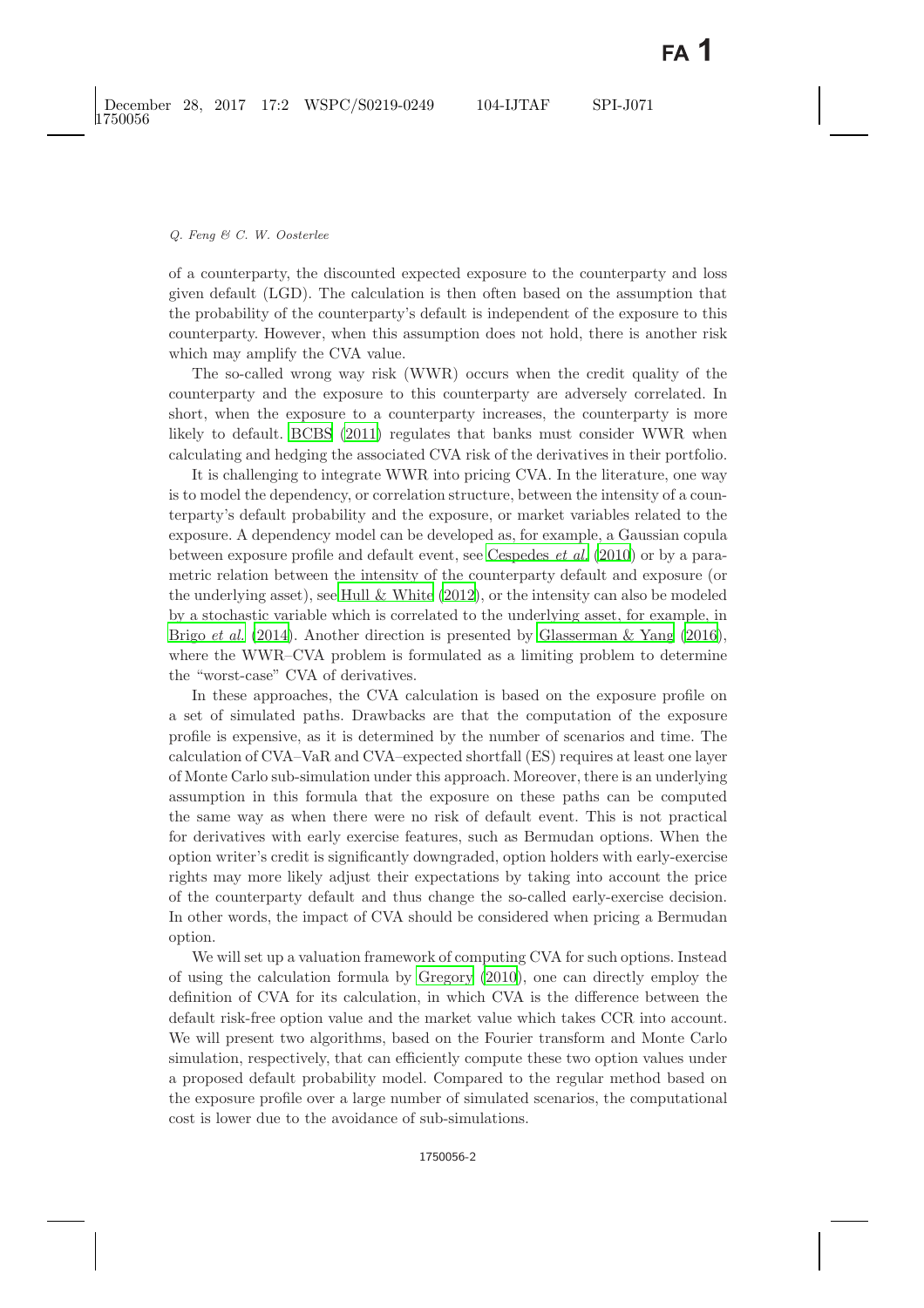of a counterparty, the discounted expected exposure to the counterparty and loss given default (LGD). The calculation is then often based on the assumption that the probability of the counterparty's default is independent of the exposure to this counterparty. However, when this assumption does not hold, there is another risk which may amplify the CVA value.

The so-called wrong way risk (WWR) occurs when the credit quality of the counterparty and the exposure to this counterparty are adversely correlated. In short, when the exposure to a counterparty increases, the counterparty is more likely to default. BCBS (2011) regulates that banks must consider WWR when calculating and hedging the associated CVA risk of the derivatives in their portfolio.

It is challenging to integrate WWR into pricing CVA. In the literature, one way is to model the dependency, or correlation structure, between the intensity of a counterparty's default probability and the exposure, or market variables related to the exposure. A dependency model can be developed as, for example, a Gaussian copula between exposure profile and default event, see Cespedes *et al.* (2010) or by a parametric relation between the intensity of the counterparty default and exposure (or the underlying asset), see Hull & White (2012), or the intensity can also be modeled by a stochastic variable which is correlated to the underlying asset, for example, in Brigo *et al.* (2014). Another direction is presented by Glasserman & Yang (2016), where the WWR–CVA problem is formulated as a limiting problem to determine the "worst-case" CVA of derivatives.

In these approaches, the CVA calculation is based on the exposure profile on a set of simulated paths. Drawbacks are that the computation of the exposure profile is expensive, as it is determined by the number of scenarios and time. The calculation of CVA–VaR and CVA–expected shortfall (ES) requires at least one layer of Monte Carlo sub-simulation under this approach. Moreover, there is an underlying assumption in this formula that the exposure on these paths can be computed the same way as when there were no risk of default event. This is not practical for derivatives with early exercise features, such as Bermudan options. When the option writer's credit is significantly downgraded, option holders with early-exercise rights may more likely adjust their expectations by taking into account the price of the counterparty default and thus change the so-called early-exercise decision. In other words, the impact of CVA should be considered when pricing a Bermudan option.

We will set up a valuation framework of computing CVA for such options. Instead of using the calculation formula by Gregory (2010), one can directly employ the definition of CVA for its calculation, in which CVA is the difference between the default risk-free option value and the market value which takes CCR into account. We will present two algorithms, based on the Fourier transform and Monte Carlo simulation, respectively, that can efficiently compute these two option values under a proposed default probability model. Compared to the regular method based on the exposure profile over a large number of simulated scenarios, the computational cost is lower due to the avoidance of sub-simulations.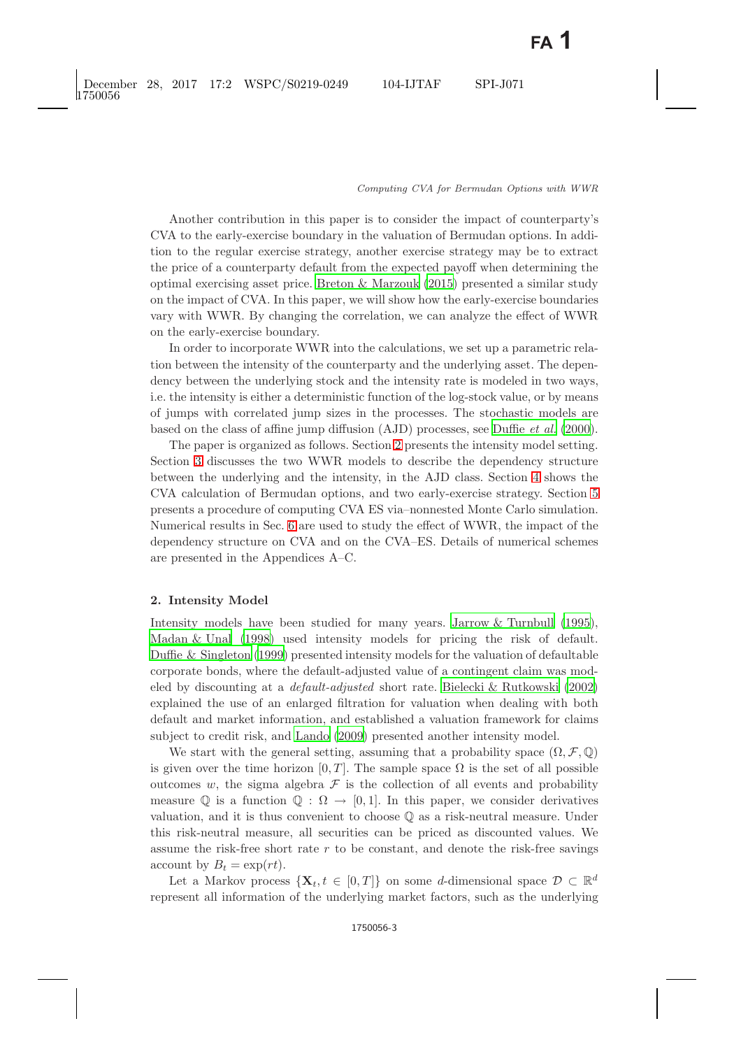Another contribution in this paper is to consider the impact of counterparty's CVA to the early-exercise boundary in the valuation of Bermudan options. In addition to the regular exercise strategy, another exercise strategy may be to extract the price of a counterparty default from the expected payoff when determining the optimal exercising asset price. Breton & Marzouk (2015) presented a similar study on the impact of CVA. In this paper, we will show how the early-exercise boundaries vary with WWR. By changing the correlation, we can analyze the effect of WWR on the early-exercise boundary.

In order to incorporate WWR into the calculations, we set up a parametric relation between the intensity of the counterparty and the underlying asset. The dependency between the underlying stock and the intensity rate is modeled in two ways, i.e. the intensity is either a deterministic function of the log-stock value, or by means of jumps with correlated jump sizes in the processes. The stochastic models are based on the class of affine jump diffusion (AJD) processes, see Duffie *et al.* (2000).

The paper is organized as follows. Section 2 presents the intensity model setting. Section 3 discusses the two WWR models to describe the dependency structure between the underlying and the intensity, in the AJD class. Section 4 shows the CVA calculation of Bermudan options, and two early-exercise strategy. Section 5 presents a procedure of computing CVA ES via–nonnested Monte Carlo simulation. Numerical results in Sec. 6 are used to study the effect of WWR, the impact of the dependency structure on CVA and on the CVA–ES. Details of numerical schemes are presented in the Appendices A–C.

## 2. Intensity Model

Intensity models have been studied for many years. Jarrow & Turnbull (1995), Madan & Unal (1998) used intensity models for pricing the risk of default. Duffie & Singleton (1999) presented intensity models for the valuation of defaultable corporate bonds, where the default-adjusted value of a contingent claim was modeled by discounting at a *default-adjusted* short rate. Bielecki & Rutkowski (2002) explained the use of an enlarged filtration for valuation when dealing with both default and market information, and established a valuation framework for claims subject to credit risk, and Lando (2009) presented another intensity model.

We start with the general setting, assuming that a probability space $(\Omega, \mathcal{F}, \mathbb{Q})$ is given over the time horizon $[0, T]$. The sample space $\Omega$ is the set of all possible outcomes $w$, the sigma algebra $\mathcal{F}$ is the collection of all events and probability measure $\mathbb{Q}$ is a function $\mathbb{Q} : \Omega \to [0, 1]$. In this paper, we consider derivatives valuation, and it is thus convenient to choose $\mathbb{Q}$ as a risk-neutral measure. Under this risk-neutral measure, all securities can be priced as discounted values. We assume the risk-free short rate $r$ to be constant, and denote the risk-free savings account by $B_t = \exp(rt)$.

Let a Markov process $\{\mathbf{X}_t, t \in [0, T]\}$ on some $d$-dimensional space $\mathcal{D} \subset \mathbb{R}^d$ represent all information of the underlying market factors, such as the underlying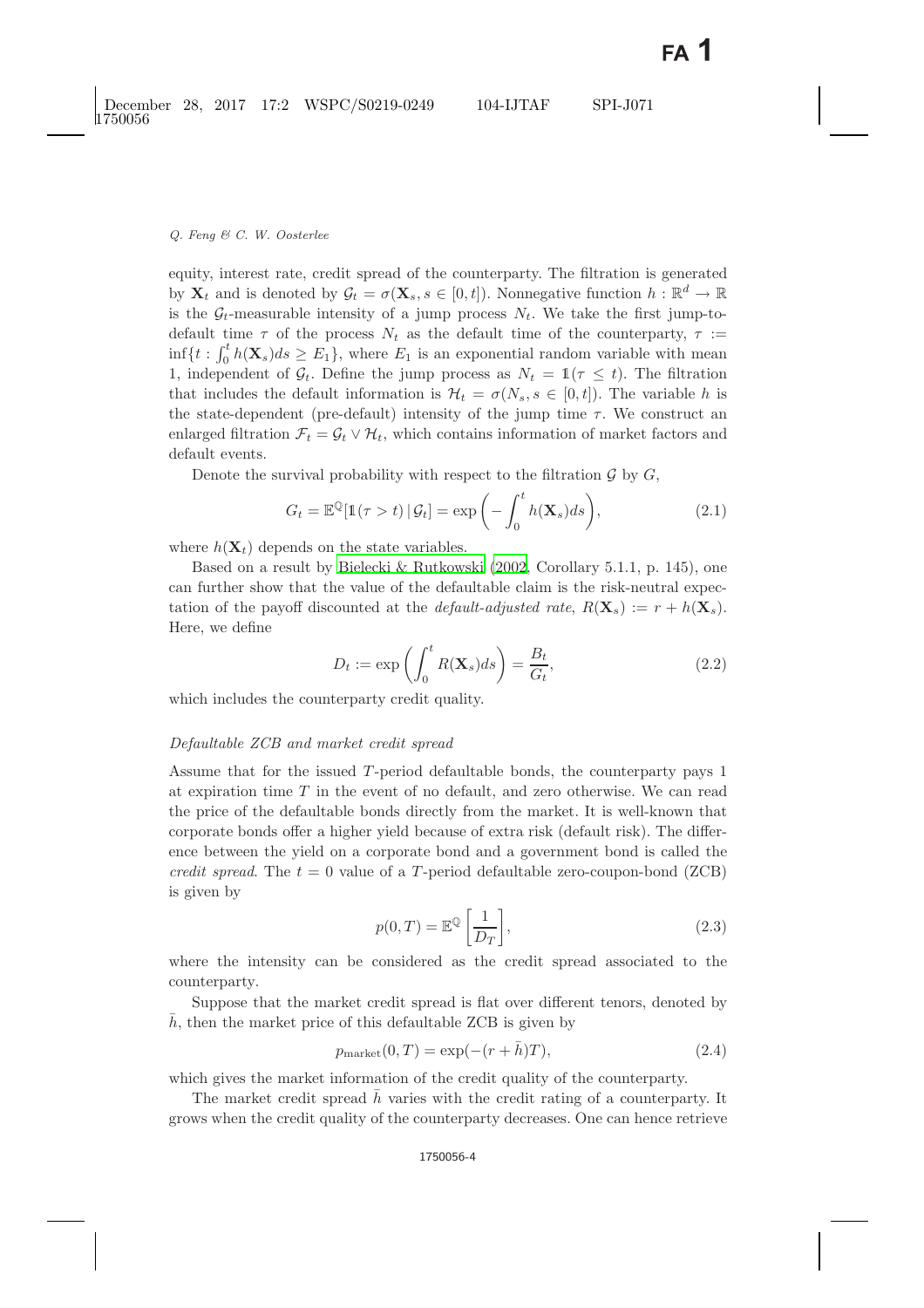equity, interest rate, credit spread of the counterparty. The filtration is generated by $\mathbf{X}_t$ and is denoted by $\mathcal{G}_t = \sigma(\mathbf{X}_s, s \in [0,t])$. Nonnegative function $h : \mathbb{R}^d \to \mathbb{R}$ is the $\mathcal{G}_t$-measurable intensity of a jump process $N_t$. We take the first jump-to-default time $\tau$ of the process $N_t$ as the default time of the counterparty, $\tau := \inf\{t : \int_0^t h(\mathbf{X}_s)ds \geq E_1\}$, where $E_1$ is an exponential random variable with mean 1, independent of $\mathcal{G}_t$. Define the jump process as $N_t = \mathbb{1}(\tau \leq t)$. The filtration that includes the default information is $\mathcal{H}_t = \sigma(N_s, s \in [0,t])$. The variable $h$ is the state-dependent (pre-default) intensity of the jump time $\tau$. We construct an enlarged filtration $\mathcal{F}_t = \mathcal{G}_t \vee \mathcal{H}_t$, which contains information of market factors and default events.

Denote the survival probability with respect to the filtration $\mathcal{G}$ by $G$,

$$G_t = \mathbb{E}^{\mathbb{Q}}[\mathbb{1}(\tau > t) \,|\, \mathcal{G}_t] = \exp\left(-\int_0^t h(\mathbf{X}_s)ds\right), \tag{2.1}$$

where $h(\mathbf{X}_t)$ depends on the state variables.

Based on a result by Bielecki & Rutkowski (2002, Corollary 5.1.1, p. 145), one can further show that the value of the defaultable claim is the risk-neutral expectation of the payoff discounted at the *default-adjusted rate*, $R(\mathbf{X}_s) := r + h(\mathbf{X}_s)$. Here, we define

$$D_t := \exp\left(\int_0^t R(\mathbf{X}_s)ds\right) = \frac{B_t}{G_t}, \tag{2.2}$$

which includes the counterparty credit quality.

*Defaultable ZCB and market credit spread*

Assume that for the issued $T$-period defaultable bonds, the counterparty pays 1 at expiration time $T$ in the event of no default, and zero otherwise. We can read the price of the defaultable bonds directly from the market. It is well-known that corporate bonds offer a higher yield because of extra risk (default risk). The difference between the yield on a corporate bond and a government bond is called the *credit spread*. The $t = 0$ value of a $T$-period defaultable zero-coupon-bond (ZCB) is given by

$$p(0,T) = \mathbb{E}^{\mathbb{Q}}\left[\frac{1}{D_T}\right], \tag{2.3}$$

where the intensity can be considered as the credit spread associated to the counterparty.

Suppose that the market credit spread is flat over different tenors, denoted by $\bar{h}$, then the market price of this defaultable ZCB is given by

$$p_{\text{market}}(0,T) = \exp(-(r + \bar{h})T), \tag{2.4}$$

which gives the market information of the credit quality of the counterparty.

The market credit spread $\bar{h}$ varies with the credit rating of a counterparty. It grows when the credit quality of the counterparty decreases. One can hence retrieve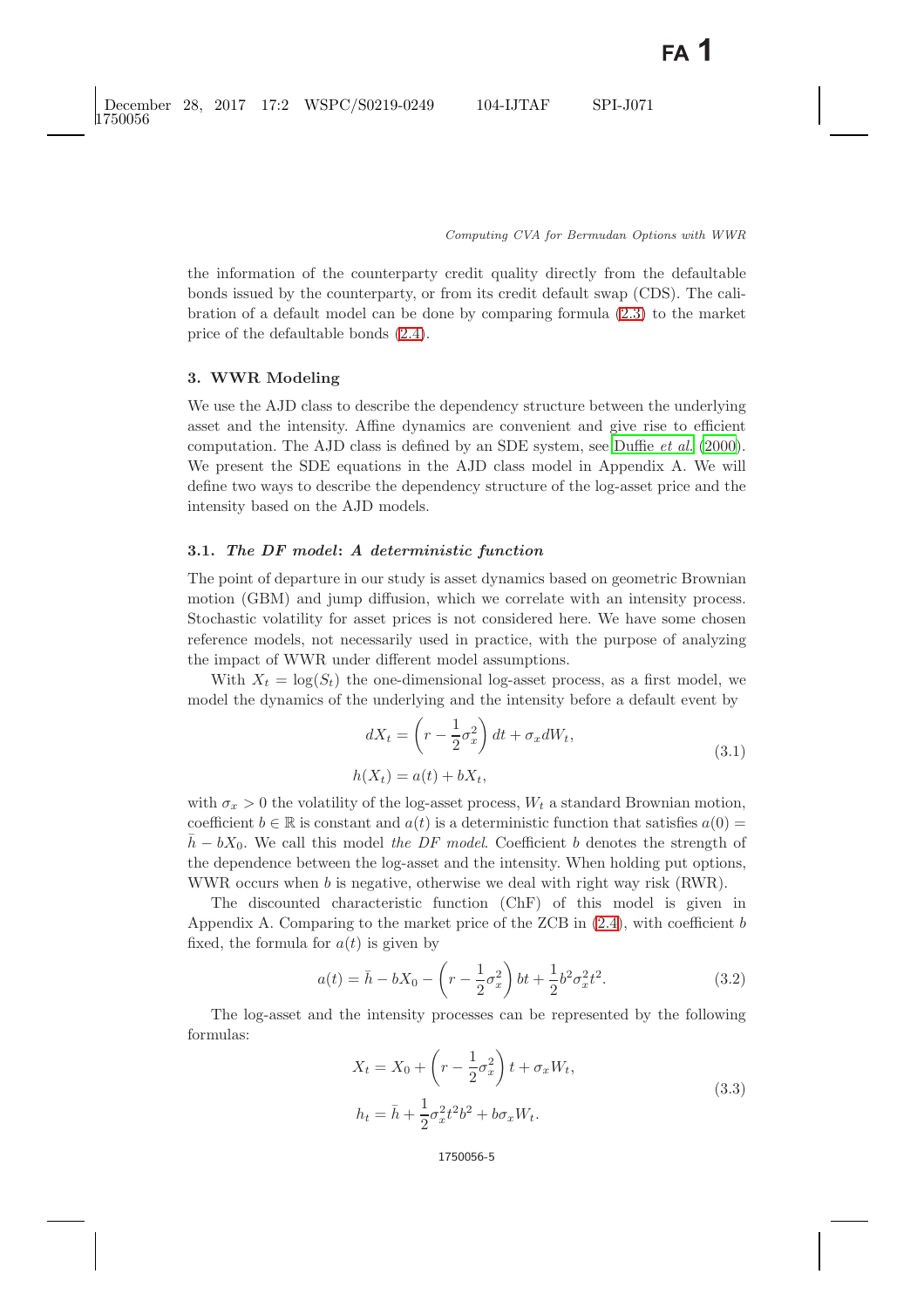the information of the counterparty credit quality directly from the defaultable bonds issued by the counterparty, or from its credit default swap (CDS). The calibration of a default model can be done by comparing formula (2.3) to the market price of the defaultable bonds (2.4).

## 3. WWR Modeling

We use the AJD class to describe the dependency structure between the underlying asset and the intensity. Affine dynamics are convenient and give rise to efficient computation. The AJD class is defined by an SDE system, see Duffie *et al.* (2000). We present the SDE equations in the AJD class model in Appendix A. We will define two ways to describe the dependency structure of the log-asset price and the intensity based on the AJD models.

### 3.1. *The DF model: A deterministic function*

The point of departure in our study is asset dynamics based on geometric Brownian motion (GBM) and jump diffusion, which we correlate with an intensity process. Stochastic volatility for asset prices is not considered here. We have some chosen reference models, not necessarily used in practice, with the purpose of analyzing the impact of WWR under different model assumptions.

With $X_t = \log(S_t)$ the one-dimensional log-asset process, as a first model, we model the dynamics of the underlying and the intensity before a default event by

$$
\begin{aligned}
dX_t &= \left(r - \frac{1}{2}\sigma_x^2\right) dt + \sigma_x dW_t, \\
h(X_t) &= a(t) + bX_t,
\end{aligned}
\tag{3.1}
$$

with $\sigma_x > 0$ the volatility of the log-asset process, $W_t$ a standard Brownian motion, coefficient $b \in \mathbb{R}$ is constant and $a(t)$ is a deterministic function that satisfies $a(0) = \bar{h} - bX_0$. We call this model *the DF model*. Coefficient $b$ denotes the strength of the dependence between the log-asset and the intensity. When holding put options, WWR occurs when $b$ is negative, otherwise we deal with right way risk (RWR).

The discounted characteristic function (ChF) of this model is given in Appendix A. Comparing to the market price of the ZCB in (2.4), with coefficient $b$ fixed, the formula for $a(t)$ is given by

$$
a(t) = \bar{h} - bX_0 - \left(r - \frac{1}{2}\sigma_x^2\right) bt + \frac{1}{2}b^2\sigma_x^2 t^2. \tag{3.2}
$$

The log-asset and the intensity processes can be represented by the following formulas:

$$
\begin{aligned}
X_t &= X_0 + \left(r - \frac{1}{2}\sigma_x^2\right) t + \sigma_x W_t, \\
h_t &= \bar{h} + \frac{1}{2}\sigma_x^2 t^2 b^2 + b\sigma_x W_t.
\end{aligned}
\tag{3.3}
$$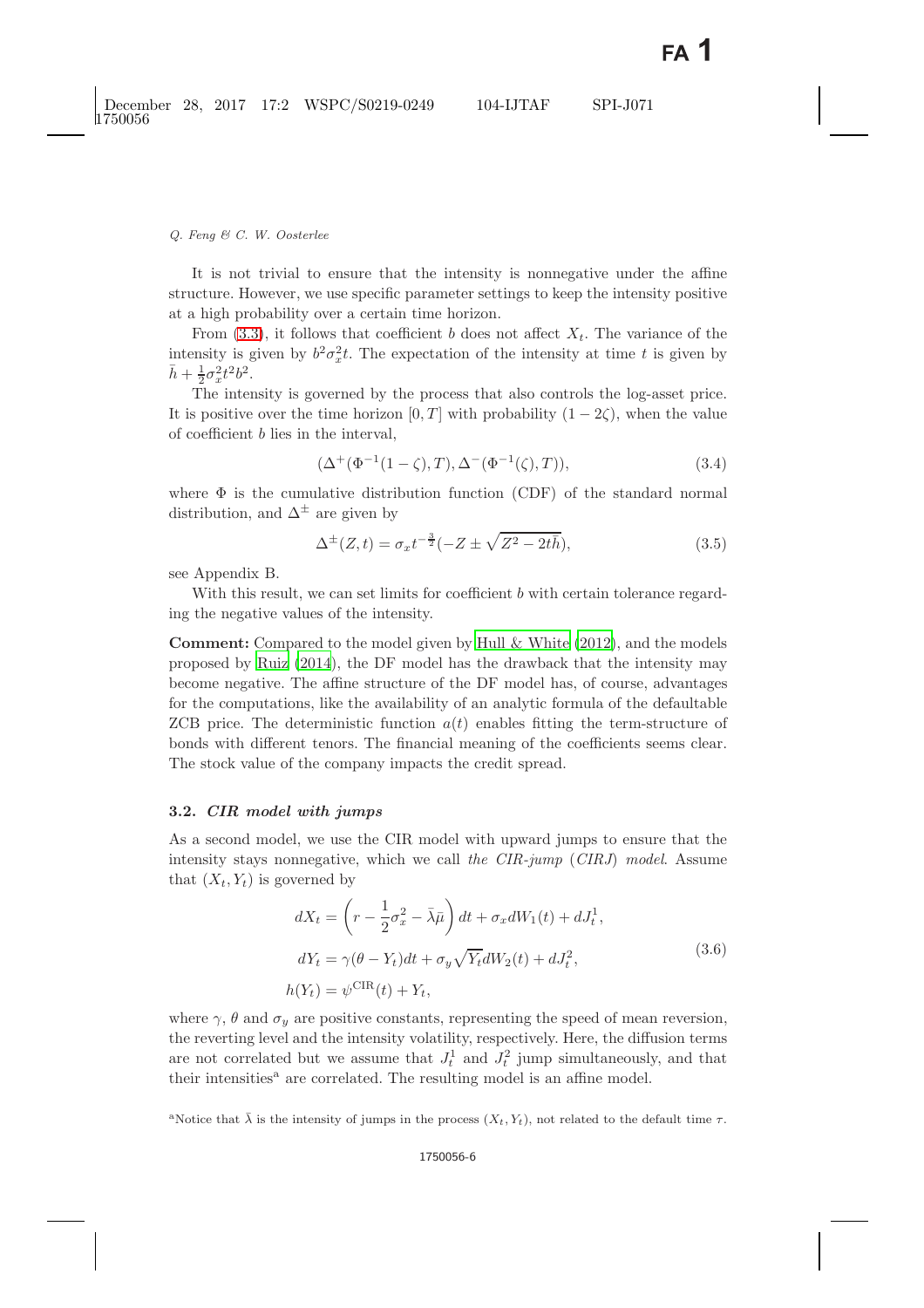It is not trivial to ensure that the intensity is nonnegative under the affine structure. However, we use specific parameter settings to keep the intensity positive at a high probability over a certain time horizon.

From (3.3), it follows that coefficient $b$ does not affect $X_t$. The variance of the intensity is given by $b^2\sigma_x^2 t$. The expectation of the intensity at time $t$ is given by $\bar{h} + \frac{1}{2}\sigma_x^2 t^2 b^2$.

The intensity is governed by the process that also controls the log-asset price. It is positive over the time horizon $[0, T]$ with probability $(1 - 2\zeta)$, when the value of coefficient $b$ lies in the interval,

$$(\Delta^+(\Phi^{-1}(1-\zeta), T), \Delta^-(\Phi^{-1}(\zeta), T)), \tag{3.4}$$

where $\Phi$ is the cumulative distribution function (CDF) of the standard normal distribution, and $\Delta^{\pm}$ are given by

$$\Delta^{\pm}(Z, t) = \sigma_x t^{-\frac{3}{2}}(-Z \pm \sqrt{Z^2 - 2t\bar{h}}), \tag{3.5}$$

see Appendix B.

With this result, we can set limits for coefficient $b$ with certain tolerance regarding the negative values of the intensity.

**Comment:** Compared to the model given by Hull & White (2012), and the models proposed by Ruiz (2014), the DF model has the drawback that the intensity may become negative. The affine structure of the DF model has, of course, advantages for the computations, like the availability of an analytic formula of the defaultable ZCB price. The deterministic function $a(t)$ enables fitting the term-structure of bonds with different tenors. The financial meaning of the coefficients seems clear. The stock value of the company impacts the credit spread.

### 3.2. *CIR model with jumps*

As a second model, we use the CIR model with upward jumps to ensure that the intensity stays nonnegative, which we call *the CIR-jump* (*CIRJ*) *model*. Assume that $(X_t, Y_t)$ is governed by

$$\begin{aligned}
dX_t &= \left(r - \frac{1}{2}\sigma_x^2 - \bar{\lambda}\bar{\mu}\right)dt + \sigma_x dW_1(t) + dJ_t^1, \\
dY_t &= \gamma(\theta - Y_t)dt + \sigma_y\sqrt{Y_t}dW_2(t) + dJ_t^2, \\
h(Y_t) &= \psi^{\text{CIR}}(t) + Y_t,
\end{aligned} \tag{3.6}$$

where $\gamma$, $\theta$ and $\sigma_y$ are positive constants, representing the speed of mean reversion, the reverting level and the intensity volatility, respectively. Here, the diffusion terms are not correlated but we assume that $J_t^1$ and $J_t^2$ jump simultaneously, and that their intensities[a] are correlated. The resulting model is an affine model.

[a]Notice that $\bar{\lambda}$ is the intensity of jumps in the process $(X_t, Y_t)$, not related to the default time $\tau$.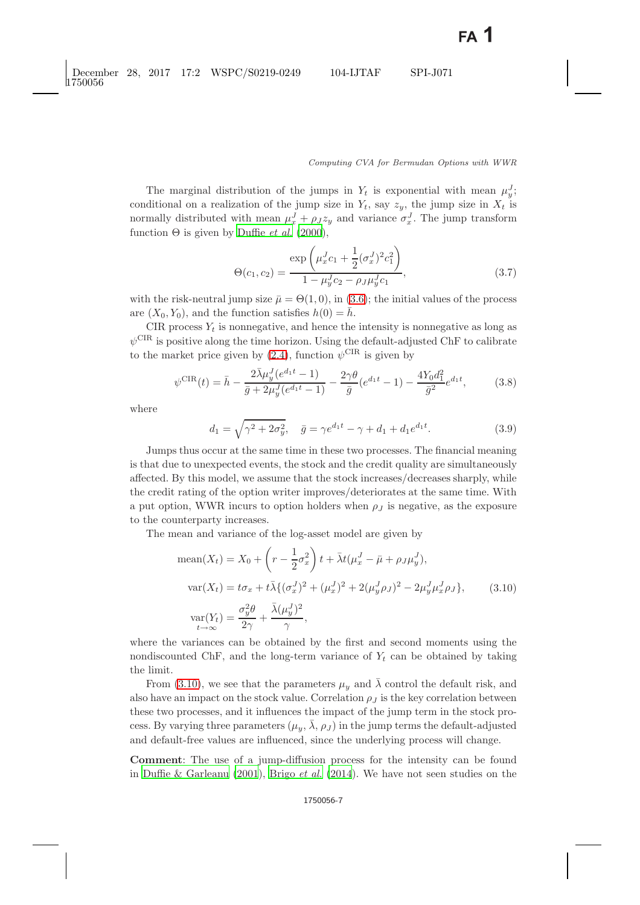The marginal distribution of the jumps in $Y_t$ is exponential with mean $\mu_y^J$; conditional on a realization of the jump size in $Y_t$, say $z_y$, the jump size in $X_t$ is normally distributed with mean $\mu_x^J + \rho_J z_y$ and variance $\sigma_x^J$. The jump transform function $\Theta$ is given by Duffie *et al.* (2000),

$$\Theta(c_1, c_2) = \frac{\exp\left(\mu_x^J c_1 + \dfrac{1}{2}(\sigma_x^J)^2 c_1^2\right)}{1 - \mu_y^J c_2 - \rho_J \mu_y^J c_1}, \tag{3.7}$$

with the risk-neutral jump size $\bar{\mu} = \Theta(1, 0)$, in (3.6); the initial values of the process are $(X_0, Y_0)$, and the function satisfies $h(0) = \bar{h}$.

CIR process $Y_t$ is nonnegative, and hence the intensity is nonnegative as long as $\psi^{\mathrm{CIR}}$ is positive along the time horizon. Using the default-adjusted ChF to calibrate to the market price given by (2.4), function $\psi^{\mathrm{CIR}}$ is given by

$$\psi^{\mathrm{CIR}}(t) = \bar{h} - \frac{2\bar{\lambda}\mu_y^J(e^{d_1 t} - 1)}{\bar{g} + 2\mu_y^J(e^{d_1 t} - 1)} - \frac{2\gamma\theta}{\bar{g}}(e^{d_1 t} - 1) - \frac{4Y_0 d_1^2}{\bar{g}^2} e^{d_1 t}, \tag{3.8}$$

where

$$d_1 = \sqrt{\gamma^2 + 2\sigma_y^2}, \quad \bar{g} = \gamma e^{d_1 t} - \gamma + d_1 + d_1 e^{d_1 t}. \tag{3.9}$$

Jumps thus occur at the same time in these two processes. The financial meaning is that due to unexpected events, the stock and the credit quality are simultaneously affected. By this model, we assume that the stock increases/decreases sharply, while the credit rating of the option writer improves/deteriorates at the same time. With a put option, WWR incurs to option holders when $\rho_J$ is negative, as the exposure to the counterparty increases.

The mean and variance of the log-asset model are given by

$$\begin{aligned}
\mathrm{mean}(X_t) &= X_0 + \left(r - \frac{1}{2}\sigma_x^2\right)t + \bar{\lambda}t(\mu_x^J - \bar{\mu} + \rho_J \mu_y^J), \\
\mathrm{var}(X_t) &= t\sigma_x + t\bar{\lambda}\{(\sigma_x^J)^2 + (\mu_x^J)^2 + 2(\mu_y^J \rho_J)^2 - 2\mu_y^J \mu_x^J \rho_J\}, \\
\underset{t\to\infty}{\mathrm{var}}(Y_t) &= \frac{\sigma_y^2 \theta}{2\gamma} + \frac{\bar{\lambda}(\mu_y^J)^2}{\gamma},
\end{aligned} \tag{3.10}$$

where the variances can be obtained by the first and second moments using the nondiscounted ChF, and the long-term variance of $Y_t$ can be obtained by taking the limit.

From (3.10), we see that the parameters $\mu_y$ and $\bar{\lambda}$ control the default risk, and also have an impact on the stock value. Correlation $\rho_J$ is the key correlation between these two processes, and it influences the impact of the jump term in the stock process. By varying three parameters $(\mu_y, \bar{\lambda}, \rho_J)$ in the jump terms the default-adjusted and default-free values are influenced, since the underlying process will change.

**Comment**: The use of a jump-diffusion process for the intensity can be found in Duffie & Garleanu (2001), Brigo *et al.* (2014). We have not seen studies on the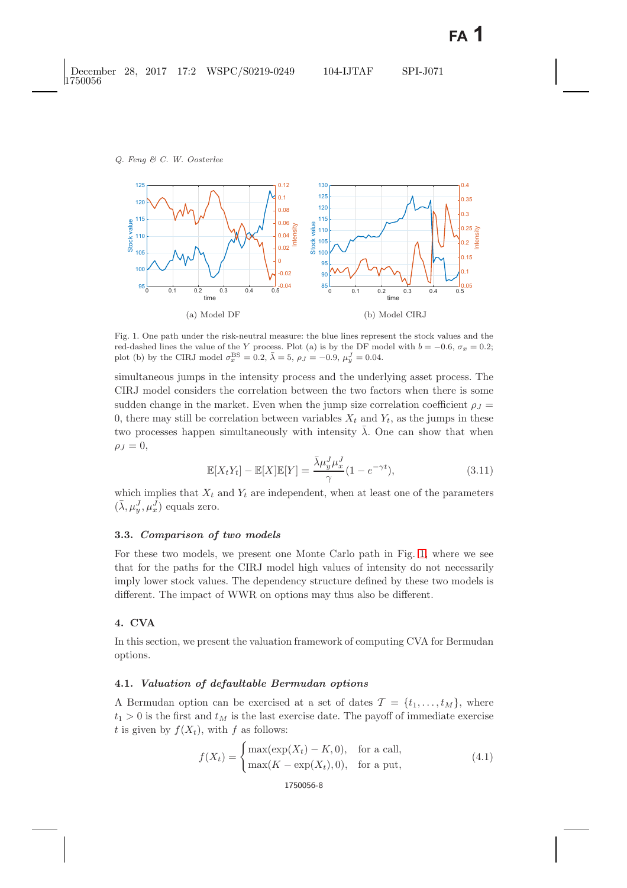(a) Model DF

(b) Model CIRJ

Fig. 1. One path under the risk-neutral measure: the blue lines represent the stock values and the red-dashed lines the value of the $Y$ process. Plot (a) is by the DF model with $b = -0.6$, $\sigma_x = 0.2$; plot (b) by the CIRJ model $\sigma_x^{\mathrm{BS}} = 0.2$, $\bar{\lambda} = 5$, $\rho_J = -0.9$, $\mu_y^J = 0.04$.

simultaneous jumps in the intensity process and the underlying asset process. The CIRJ model considers the correlation between the two factors when there is some sudden change in the market. Even when the jump size correlation coefficient $\rho_J = 0$, there may still be correlation between variables $X_t$ and $Y_t$, as the jumps in these two processes happen simultaneously with intensity $\bar{\lambda}$. One can show that when $\rho_J = 0$,

$$\mathbb{E}[X_t Y_t] - \mathbb{E}[X]\mathbb{E}[Y] = \frac{\bar{\lambda}\mu_y^J \mu_x^J}{\gamma}(1 - e^{-\gamma t}), \tag{3.11}$$

which implies that $X_t$ and $Y_t$ are independent, when at least one of the parameters $(\bar{\lambda}, \mu_y^J, \mu_x^J)$ equals zero.

### 3.3. *Comparison of two models*

For these two models, we present one Monte Carlo path in Fig. 1, where we see that for the paths for the CIRJ model high values of intensity do not necessarily imply lower stock values. The dependency structure defined by these two models is different. The impact of WWR on options may thus also be different.

## 4. CVA

In this section, we present the valuation framework of computing CVA for Bermudan options.

### 4.1. *Valuation of defaultable Bermudan options*

A Bermudan option can be exercised at a set of dates $\mathcal{T} = \{t_1, \ldots, t_M\}$, where $t_1 > 0$ is the first and $t_M$ is the last exercise date. The payoff of immediate exercise $t$ is given by $f(X_t)$, with $f$ as follows:

$$f(X_t) = \begin{cases} \max(\exp(X_t) - K, 0), & \text{for a call,} \\ \max(K - \exp(X_t), 0), & \text{for a put,} \end{cases} \tag{4.1}$$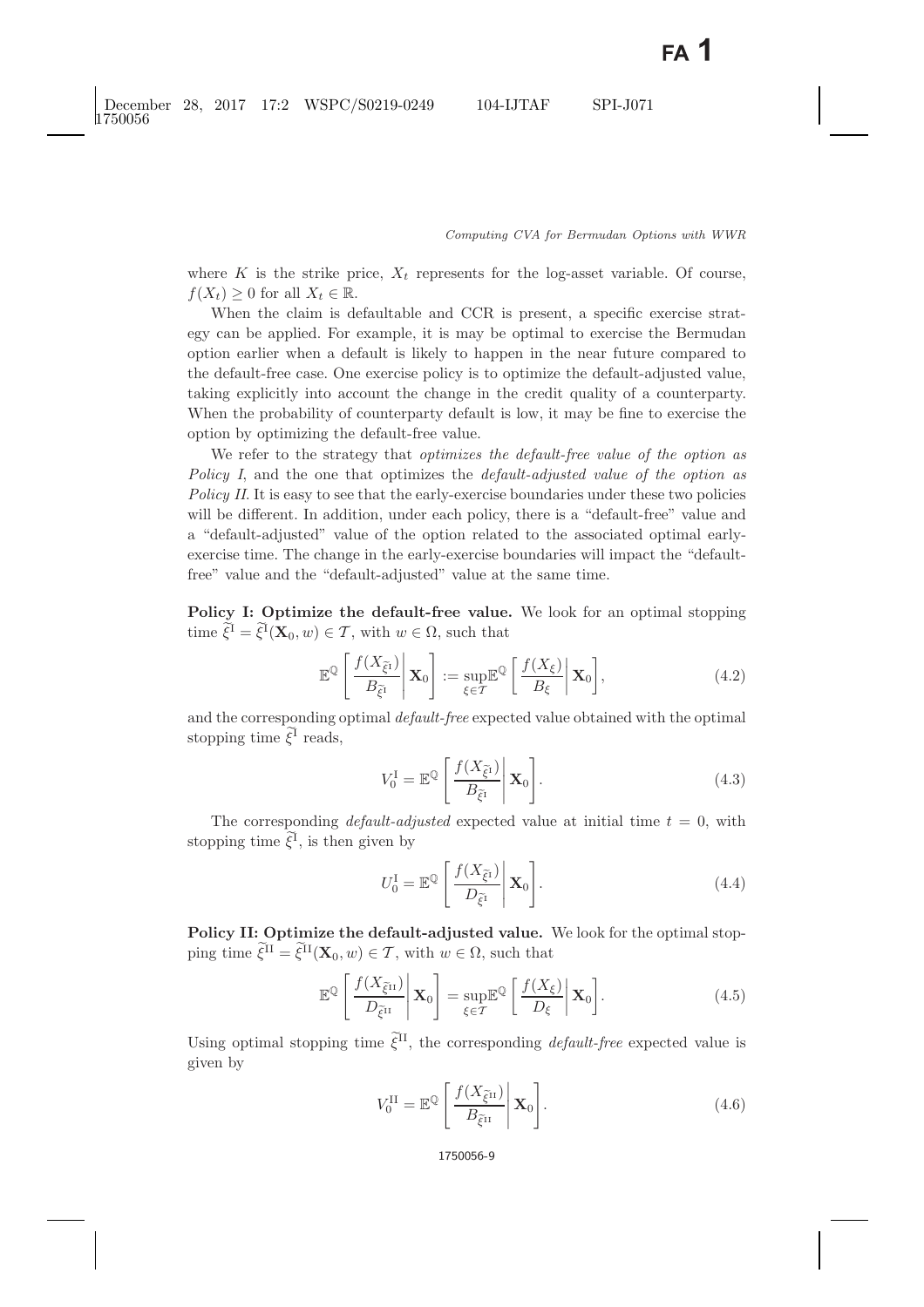where $K$ is the strike price, $X_t$ represents for the log-asset variable. Of course, $f(X_t) \geq 0$ for all $X_t \in \mathbb{R}$.

When the claim is defaultable and CCR is present, a specific exercise strategy can be applied. For example, it is may be optimal to exercise the Bermudan option earlier when a default is likely to happen in the near future compared to the default-free case. One exercise policy is to optimize the default-adjusted value, taking explicitly into account the change in the credit quality of a counterparty. When the probability of counterparty default is low, it may be fine to exercise the option by optimizing the default-free value.

We refer to the strategy that *optimizes the default-free value of the option as Policy I*, and the one that optimizes the *default-adjusted value of the option as Policy II*. It is easy to see that the early-exercise boundaries under these two policies will be different. In addition, under each policy, there is a "default-free" value and a "default-adjusted" value of the option related to the associated optimal early-exercise time. The change in the early-exercise boundaries will impact the "default-free" value and the "default-adjusted" value at the same time.

**Policy I: Optimize the default-free value.** We look for an optimal stopping time $\widetilde{\xi}^{\mathrm{I}} = \widetilde{\xi}^{\mathrm{I}}(\mathbf{X}_0, w) \in \mathcal{T}$, with $w \in \Omega$, such that

$$\mathbb{E}^{\mathbb{Q}}\left[\left.\frac{f(X_{\widetilde{\xi}^{\mathrm{I}}})}{B_{\widetilde{\xi}^{\mathrm{I}}}}\right|\mathbf{X}_0\right] := \sup_{\xi\in\mathcal{T}}\mathbb{E}^{\mathbb{Q}}\left[\left.\frac{f(X_\xi)}{B_\xi}\right|\mathbf{X}_0\right], \tag{4.2}$$

and the corresponding optimal *default-free* expected value obtained with the optimal stopping time $\widetilde{\xi}^{\mathrm{I}}$ reads,

$$V_0^{\mathrm{I}} = \mathbb{E}^{\mathbb{Q}}\left[\left.\frac{f(X_{\widetilde{\xi}^{\mathrm{I}}})}{B_{\widetilde{\xi}^{\mathrm{I}}}}\right|\mathbf{X}_0\right]. \tag{4.3}$$

The corresponding *default-adjusted* expected value at initial time $t = 0$, with stopping time $\widetilde{\xi}^{\mathrm{I}}$, is then given by

$$U_0^{\mathrm{I}} = \mathbb{E}^{\mathbb{Q}}\left[\left.\frac{f(X_{\widetilde{\xi}^{\mathrm{I}}})}{D_{\widetilde{\xi}^{\mathrm{I}}}}\right|\mathbf{X}_0\right]. \tag{4.4}$$

**Policy II: Optimize the default-adjusted value.** We look for the optimal stopping time $\widetilde{\xi}^{\mathrm{II}} = \widetilde{\xi}^{\mathrm{II}}(\mathbf{X}_0, w) \in \mathcal{T}$, with $w \in \Omega$, such that

$$\mathbb{E}^{\mathbb{Q}}\left[\left.\frac{f(X_{\widetilde{\xi}^{\mathrm{II}}})}{D_{\widetilde{\xi}^{\mathrm{II}}}}\right|\mathbf{X}_0\right] = \sup_{\xi\in\mathcal{T}}\mathbb{E}^{\mathbb{Q}}\left[\left.\frac{f(X_\xi)}{D_\xi}\right|\mathbf{X}_0\right]. \tag{4.5}$$

Using optimal stopping time $\widetilde{\xi}^{\mathrm{II}}$, the corresponding *default-free* expected value is given by

$$V_0^{\mathrm{II}} = \mathbb{E}^{\mathbb{Q}}\left[\left.\frac{f(X_{\widetilde{\xi}^{\mathrm{II}}})}{B_{\widetilde{\xi}^{\mathrm{II}}}}\right|\mathbf{X}_0\right]. \tag{4.6}$$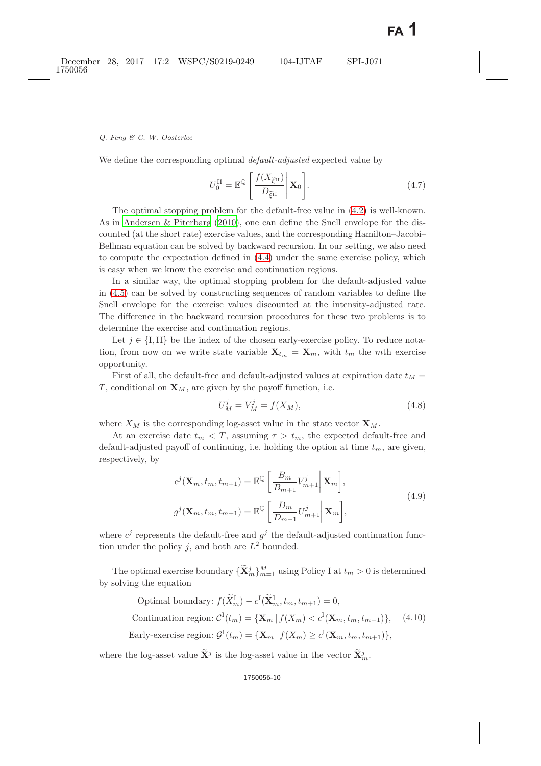We define the corresponding optimal *default-adjusted* expected value by

$$U_0^{\mathrm{II}} = \mathbb{E}^{\mathbb{Q}}\left[\frac{f(X_{\widetilde{\xi}^{\mathrm{II}}})}{D_{\widetilde{\xi}^{\mathrm{II}}}}\,\middle|\,\mathbf{X}_0\right]. \tag{4.7}$$

The optimal stopping problem for the default-free value in (4.2) is well-known. As in Andersen & Piterbarg (2010), one can define the Snell envelope for the discounted (at the short rate) exercise values, and the corresponding Hamilton–Jacobi–Bellman equation can be solved by backward recursion. In our setting, we also need to compute the expectation defined in (4.4) under the same exercise policy, which is easy when we know the exercise and continuation regions.

In a similar way, the optimal stopping problem for the default-adjusted value in (4.5) can be solved by constructing sequences of random variables to define the Snell envelope for the exercise values discounted at the intensity-adjusted rate. The difference in the backward recursion procedures for these two problems is to determine the exercise and continuation regions.

Let $j \in \{\mathrm{I}, \mathrm{II}\}$ be the index of the chosen early-exercise policy. To reduce notation, from now on we write state variable $\mathbf{X}_{t_m} = \mathbf{X}_m$, with $t_m$ the $m$th exercise opportunity.

First of all, the default-free and default-adjusted values at expiration date $t_M = T$, conditional on $\mathbf{X}_M$, are given by the payoff function, i.e.

$$U_M^j = V_M^j = f(X_M), \tag{4.8}$$

where $X_M$ is the corresponding log-asset value in the state vector $\mathbf{X}_M$.

At an exercise date $t_m < T$, assuming $\tau > t_m$, the expected default-free and default-adjusted payoff of continuing, i.e. holding the option at time $t_m$, are given, respectively, by

$$\begin{aligned} c^j(\mathbf{X}_m, t_m, t_{m+1}) &= \mathbb{E}^{\mathbb{Q}}\left[\frac{B_m}{B_{m+1}} V_{m+1}^j\,\middle|\,\mathbf{X}_m\right], \\ g^j(\mathbf{X}_m, t_m, t_{m+1}) &= \mathbb{E}^{\mathbb{Q}}\left[\frac{D_m}{D_{m+1}} U_{m+1}^j\,\middle|\,\mathbf{X}_m\right], \end{aligned} \tag{4.9}$$

where $c^j$ represents the default-free and $g^j$ the default-adjusted continuation function under the policy $j$, and both are $L^2$ bounded.

The optimal exercise boundary $\{\widetilde{\mathbf{X}}_m^j\}_{m=1}^M$ using Policy I at $t_m > 0$ is determined by solving the equation

$$\begin{aligned} &\text{Optimal boundary: } f(\widetilde{X}_m^{\mathrm{I}}) - c^{\mathrm{I}}(\widetilde{\mathbf{X}}_m^{\mathrm{I}}, t_m, t_{m+1}) = 0, \\ &\text{Continuation region: } \mathcal{C}^{\mathrm{I}}(t_m) = \{\mathbf{X}_m \,|\, f(X_m) < c^{\mathrm{I}}(\mathbf{X}_m, t_m, t_{m+1})\}, \\ &\text{Early-exercise region: } \mathcal{G}^{\mathrm{I}}(t_m) = \{\mathbf{X}_m \,|\, f(X_m) \geq c^{\mathrm{I}}(\mathbf{X}_m, t_m, t_{m+1})\}, \end{aligned} \tag{4.10}$$

where the log-asset value $\widetilde{\mathbf{X}}^j$ is the log-asset value in the vector $\widetilde{\mathbf{X}}_m^j$.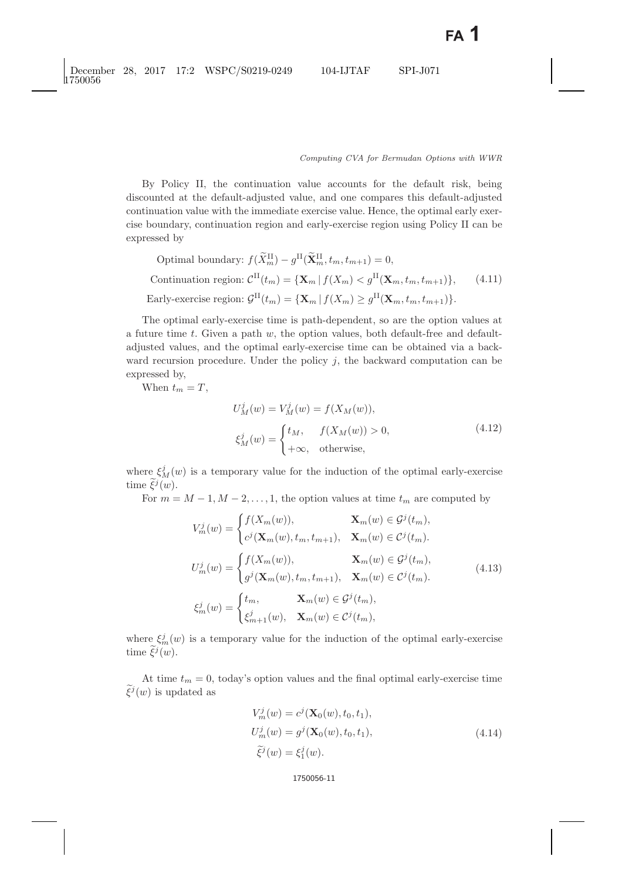By Policy II, the continuation value accounts for the default risk, being discounted at the default-adjusted value, and one compares this default-adjusted continuation value with the immediate exercise value. Hence, the optimal early exercise boundary, continuation region and early-exercise region using Policy II can be expressed by

$$
\begin{aligned}
&\text{Optimal boundary: } f(\widetilde{X}_m^{\mathrm{II}}) - g^{\mathrm{II}}(\widetilde{\mathbf{X}}_m^{\mathrm{II}}, t_m, t_{m+1}) = 0, \\
&\text{Continuation region: } \mathcal{C}^{\mathrm{II}}(t_m) = \{\mathbf{X}_m \mid f(X_m) < g^{\mathrm{II}}(\mathbf{X}_m, t_m, t_{m+1})\}, \\
&\text{Early-exercise region: } \mathcal{G}^{\mathrm{II}}(t_m) = \{\mathbf{X}_m \mid f(X_m) \geq g^{\mathrm{II}}(\mathbf{X}_m, t_m, t_{m+1})\}.
\end{aligned}
\tag{4.11}
$$

The optimal early-exercise time is path-dependent, so are the option values at a future time $t$. Given a path $w$, the option values, both default-free and default-adjusted values, and the optimal early-exercise time can be obtained via a backward recursion procedure. Under the policy $j$, the backward computation can be expressed by,

When $t_m = T$,

$$
\begin{aligned}
U_M^j(w) &= V_M^j(w) = f(X_M(w)), \\
\xi_M^j(w) &= \begin{cases} t_M, & f(X_M(w)) > 0, \\ +\infty, & \text{otherwise}, \end{cases}
\end{aligned}
\tag{4.12}
$$

where $\xi_M^j(w)$ is a temporary value for the induction of the optimal early-exercise time $\widetilde{\xi}^j(w)$.

For $m = M-1, M-2, \ldots, 1$, the option values at time $t_m$ are computed by

$$
\begin{aligned}
V_m^j(w) &= \begin{cases} f(X_m(w)), & \mathbf{X}_m(w) \in \mathcal{G}^j(t_m), \\ c^j(\mathbf{X}_m(w), t_m, t_{m+1}), & \mathbf{X}_m(w) \in \mathcal{C}^j(t_m). \end{cases} \\
U_m^j(w) &= \begin{cases} f(X_m(w)), & \mathbf{X}_m(w) \in \mathcal{G}^j(t_m), \\ g^j(\mathbf{X}_m(w), t_m, t_{m+1}), & \mathbf{X}_m(w) \in \mathcal{C}^j(t_m). \end{cases} \\
\xi_m^j(w) &= \begin{cases} t_m, & \mathbf{X}_m(w) \in \mathcal{G}^j(t_m), \\ \xi_{m+1}^j(w), & \mathbf{X}_m(w) \in \mathcal{C}^j(t_m), \end{cases}
\end{aligned}
\tag{4.13}
$$

where $\xi_m^j(w)$ is a temporary value for the induction of the optimal early-exercise time $\widetilde{\xi}^j(w)$.

At time $t_m = 0$, today's option values and the final optimal early-exercise time $\widetilde{\xi}^j(w)$ is updated as

$$
\begin{aligned}
V_m^j(w) &= c^j(\mathbf{X}_0(w), t_0, t_1), \\
U_m^j(w) &= g^j(\mathbf{X}_0(w), t_0, t_1), \\
\widetilde{\xi}^j(w) &= \xi_1^j(w).
\end{aligned}
\tag{4.14}
$$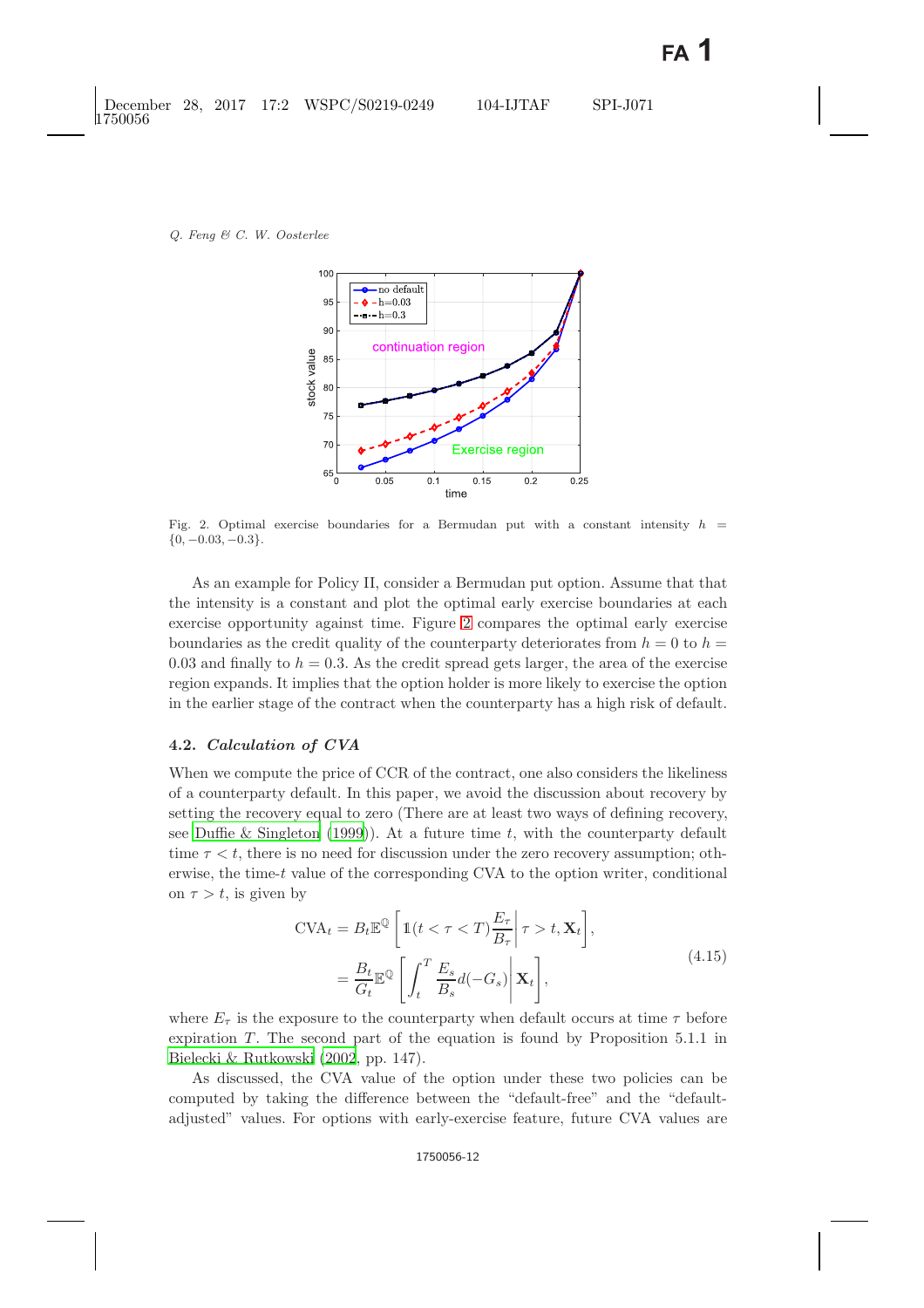Fig. 2. Optimal exercise boundaries for a Bermudan put with a constant intensity $h = \{0, -0.03, -0.3\}$.

As an example for Policy II, consider a Bermudan put option. Assume that that the intensity is a constant and plot the optimal early exercise boundaries at each exercise opportunity against time. Figure 2 compares the optimal early exercise boundaries as the credit quality of the counterparty deteriorates from $h = 0$ to $h = 0.03$ and finally to $h = 0.3$. As the credit spread gets larger, the area of the exercise region expands. It implies that the option holder is more likely to exercise the option in the earlier stage of the contract when the counterparty has a high risk of default.

### 4.2. *Calculation of CVA*

When we compute the price of CCR of the contract, one also considers the likeliness of a counterparty default. In this paper, we avoid the discussion about recovery by setting the recovery equal to zero (There are at least two ways of defining recovery, see Duffie & Singleton (1999)). At a future time $t$, with the counterparty default time $\tau < t$, there is no need for discussion under the zero recovery assumption; otherwise, the time-$t$ value of the corresponding CVA to the option writer, conditional on $\tau > t$, is given by

$$
\begin{aligned}
\text{CVA}_t &= B_t \mathbb{E}^{\mathbb{Q}}\left[ \mathbb{1}(t < \tau < T)\frac{E_\tau}{B_\tau} \middle| \tau > t, \mathbf{X}_t \right], \\
&= \frac{B_t}{G_t}\mathbb{E}^{\mathbb{Q}}\left[ \int_t^T \frac{E_s}{B_s} d(-G_s) \middle| \mathbf{X}_t \right],
\end{aligned} \tag{4.15}
$$

where $E_\tau$ is the exposure to the counterparty when default occurs at time $\tau$ before expiration $T$. The second part of the equation is found by Proposition 5.1.1 in Bielecki & Rutkowski (2002, pp. 147).

As discussed, the CVA value of the option under these two policies can be computed by taking the difference between the "default-free" and the "default-adjusted" values. For options with early-exercise feature, future CVA values are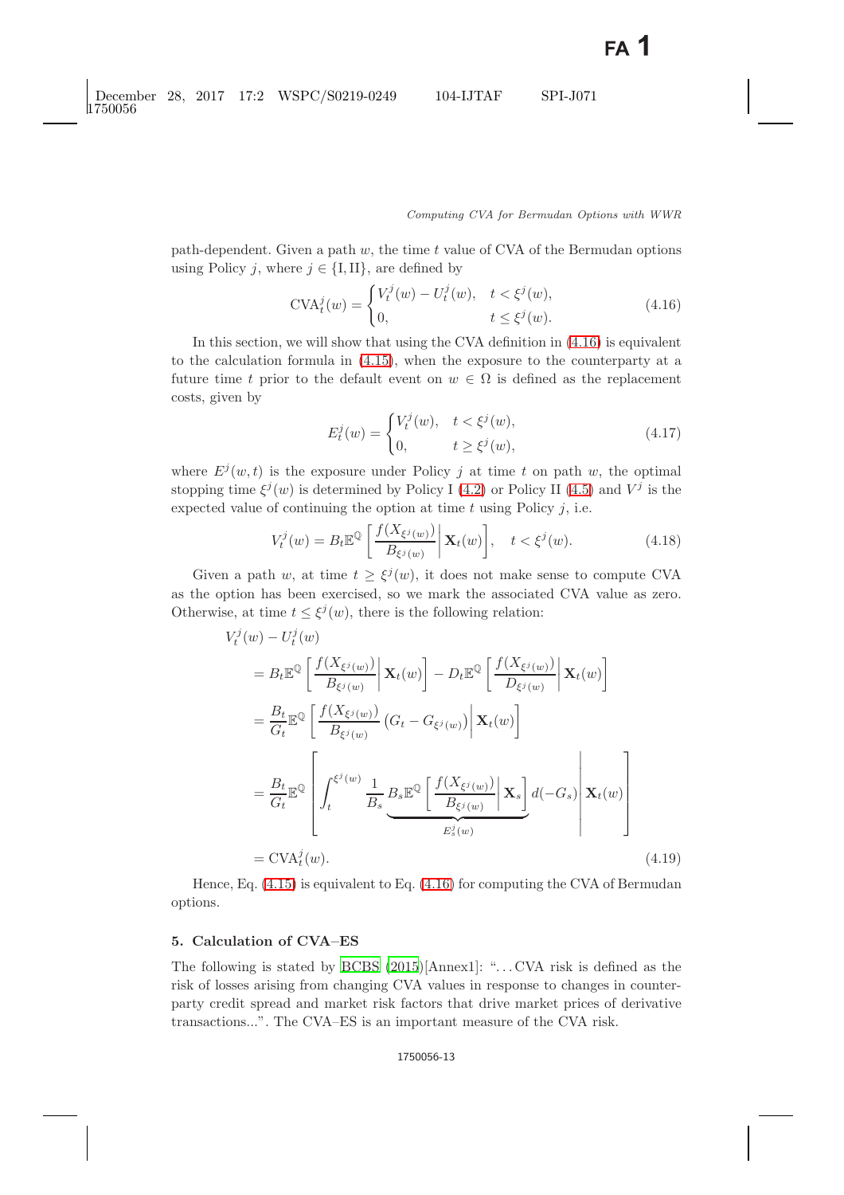path-dependent. Given a path $w$, the time $t$ value of CVA of the Bermudan options using Policy $j$, where $j \in \{\mathrm{I}, \mathrm{II}\}$, are defined by

$$\mathrm{CVA}_t^j(w) = \begin{cases} V_t^j(w) - U_t^j(w), & t < \xi^j(w), \\ 0, & t \leq \xi^j(w). \end{cases} \tag{4.16}$$

In this section, we will show that using the CVA definition in (4.16) is equivalent to the calculation formula in (4.15), when the exposure to the counterparty at a future time $t$ prior to the default event on $w \in \Omega$ is defined as the replacement costs, given by

$$E_t^j(w) = \begin{cases} V_t^j(w), & t < \xi^j(w), \\ 0, & t \geq \xi^j(w), \end{cases} \tag{4.17}$$

where $E^j(w, t)$ is the exposure under Policy $j$ at time $t$ on path $w$, the optimal stopping time $\xi^j(w)$ is determined by Policy I (4.2) or Policy II (4.5) and $V^j$ is the expected value of continuing the option at time $t$ using Policy $j$, i.e.

$$V_t^j(w) = B_t \mathbb{E}^{\mathbb{Q}}\left[\left.\frac{f(X_{\xi^j(w)})}{B_{\xi^j(w)}}\right| \mathbf{X}_t(w)\right], \quad t < \xi^j(w). \tag{4.18}$$

Given a path $w$, at time $t \geq \xi^j(w)$, it does not make sense to compute CVA as the option has been exercised, so we mark the associated CVA value as zero. Otherwise, at time $t \leq \xi^j(w)$, there is the following relation:

$$\begin{aligned}
&V_t^j(w) - U_t^j(w) \\
&= B_t \mathbb{E}^{\mathbb{Q}}\left[\left.\frac{f(X_{\xi^j(w)})}{B_{\xi^j(w)}}\right| \mathbf{X}_t(w)\right] - D_t \mathbb{E}^{\mathbb{Q}}\left[\left.\frac{f(X_{\xi^j(w)})}{D_{\xi^j(w)}}\right| \mathbf{X}_t(w)\right] \\
&= \frac{B_t}{G_t} \mathbb{E}^{\mathbb{Q}}\left[\left.\frac{f(X_{\xi^j(w)})}{B_{\xi^j(w)}}\left(G_t - G_{\xi^j(w)}\right)\right| \mathbf{X}_t(w)\right] \\
&= \frac{B_t}{G_t} \mathbb{E}^{\mathbb{Q}}\left[\left.\int_t^{\xi^j(w)} \frac{1}{B_s} \underbrace{B_s \mathbb{E}^{\mathbb{Q}}\left[\left.\frac{f(X_{\xi^j(w)})}{B_{\xi^j(w)}}\right| \mathbf{X}_s\right]}_{E_s^j(w)} d(-G_s)\right| \mathbf{X}_t(w)\right] \\
&= \mathrm{CVA}_t^j(w).
\end{aligned} \tag{4.19}$$

Hence, Eq. (4.15) is equivalent to Eq. (4.16) for computing the CVA of Bermudan options.

## 5. Calculation of CVA–ES

The following is stated by BCBS (2015)[Annex1]: "...CVA risk is defined as the risk of losses arising from changing CVA values in response to changes in counterparty credit spread and market risk factors that drive market prices of derivative transactions...". The CVA–ES is an important measure of the CVA risk.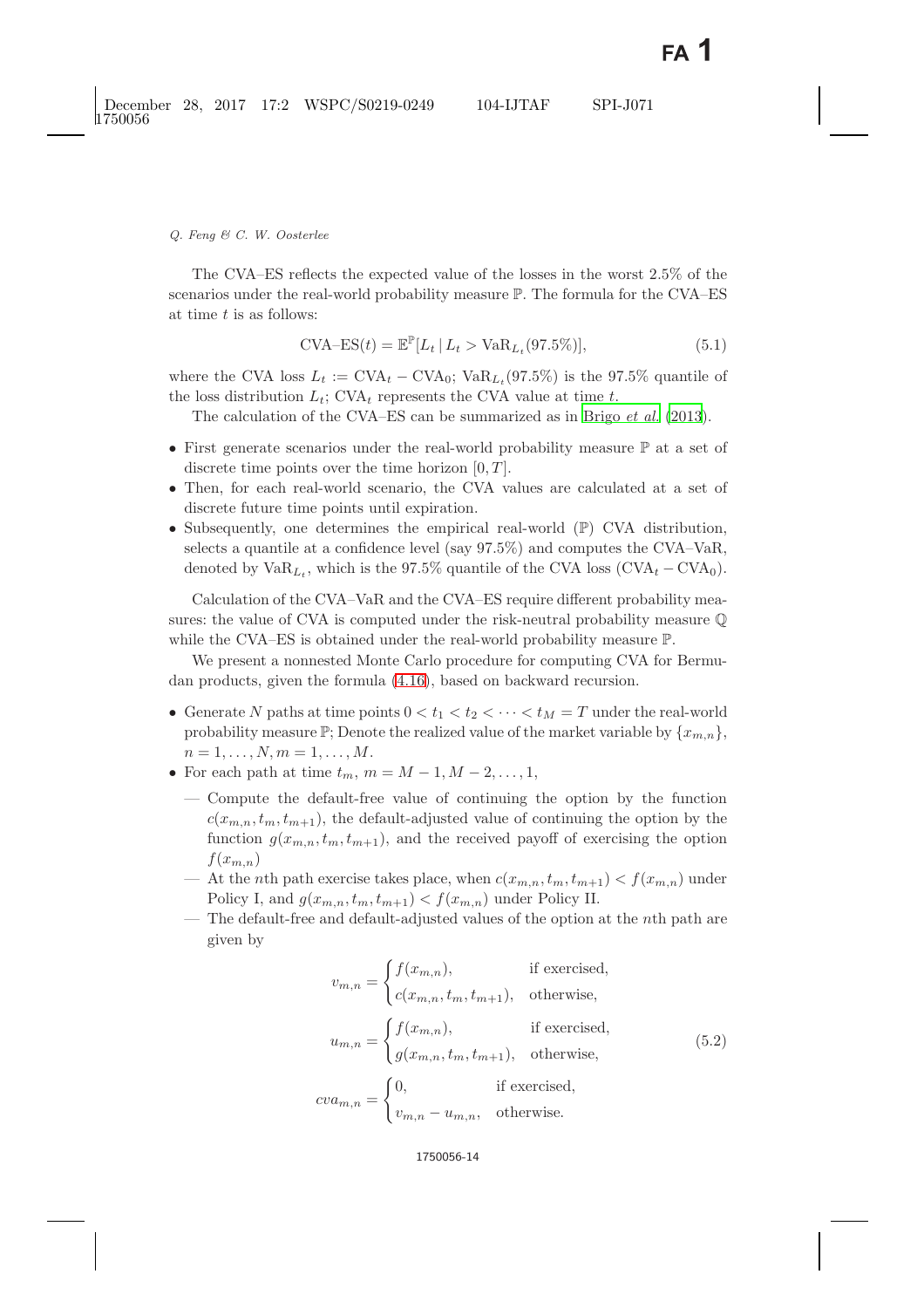The CVA–ES reflects the expected value of the losses in the worst 2.5% of the scenarios under the real-world probability measure $\mathbb{P}$. The formula for the CVA–ES at time $t$ is as follows:

$$\text{CVA–ES}(t) = \mathbb{E}^{\mathbb{P}}[L_t \mid L_t > \text{VaR}_{L_t}(97.5\%)], \tag{5.1}$$

where the CVA loss $L_t := \text{CVA}_t - \text{CVA}_0$; $\text{VaR}_{L_t}(97.5\%)$ is the 97.5% quantile of the loss distribution $L_t$; $\text{CVA}_t$ represents the CVA value at time $t$.

The calculation of the CVA–ES can be summarized as in Brigo *et al.* (2013).

- First generate scenarios under the real-world probability measure $\mathbb{P}$ at a set of discrete time points over the time horizon $[0, T]$.
- Then, for each real-world scenario, the CVA values are calculated at a set of discrete future time points until expiration.
- Subsequently, one determines the empirical real-world ($\mathbb{P}$) CVA distribution, selects a quantile at a confidence level (say 97.5%) and computes the CVA–VaR, denoted by $\text{VaR}_{L_t}$, which is the 97.5% quantile of the CVA loss ($\text{CVA}_t - \text{CVA}_0$).

Calculation of the CVA–VaR and the CVA–ES require different probability measures: the value of CVA is computed under the risk-neutral probability measure $\mathbb{Q}$ while the CVA–ES is obtained under the real-world probability measure $\mathbb{P}$.

We present a nonnested Monte Carlo procedure for computing CVA for Bermudan products, given the formula (4.16), based on backward recursion.

- Generate $N$ paths at time points $0 < t_1 < t_2 < \cdots < t_M = T$ under the real-world probability measure $\mathbb{P}$; Denote the realized value of the market variable by $\{x_{m,n}\}$, $n = 1, \ldots, N, m = 1, \ldots, M$.
- For each path at time $t_m$, $m = M-1, M-2, \ldots, 1$,
  - Compute the default-free value of continuing the option by the function $c(x_{m,n}, t_m, t_{m+1})$, the default-adjusted value of continuing the option by the function $g(x_{m,n}, t_m, t_{m+1})$, and the received payoff of exercising the option $f(x_{m,n})$
  - At the $n$th path exercise takes place, when $c(x_{m,n}, t_m, t_{m+1}) < f(x_{m,n})$ under Policy I, and $g(x_{m,n}, t_m, t_{m+1}) < f(x_{m,n})$ under Policy II.
  - The default-free and default-adjusted values of the option at the $n$th path are given by

$$
\begin{aligned}
v_{m,n} &= \begin{cases} f(x_{m,n}), & \text{if exercised,} \\ c(x_{m,n}, t_m, t_{m+1}), & \text{otherwise,} \end{cases} \\
u_{m,n} &= \begin{cases} f(x_{m,n}), & \text{if exercised,} \\ g(x_{m,n}, t_m, t_{m+1}), & \text{otherwise,} \end{cases} \\
cva_{m,n} &= \begin{cases} 0, & \text{if exercised,} \\ v_{m,n} - u_{m,n}, & \text{otherwise.} \end{cases}
\end{aligned}
\tag{5.2}
$$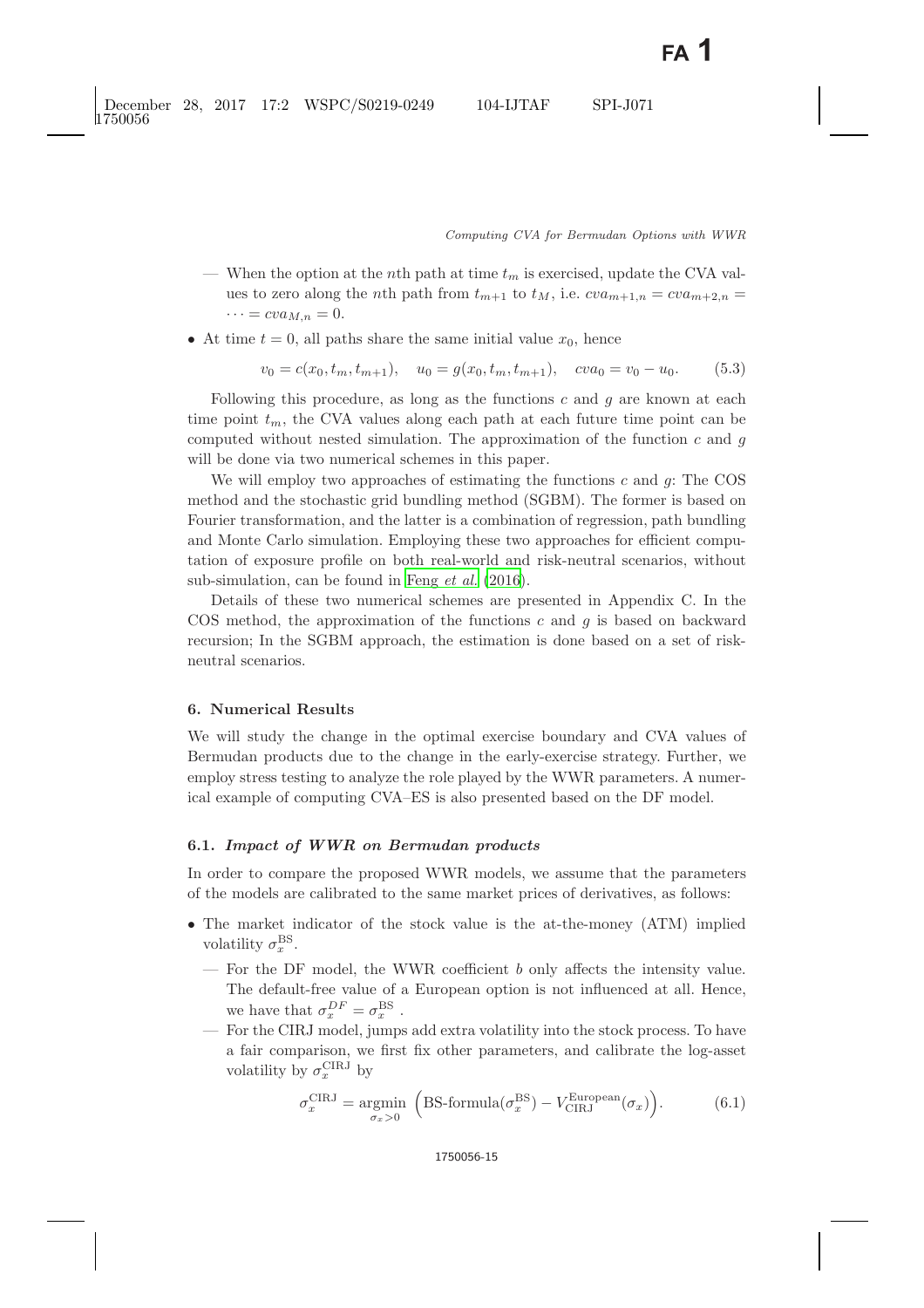— When the option at the $n$th path at time $t_m$ is exercised, update the CVA values to zero along the $n$th path from $t_{m+1}$ to $t_M$, i.e. $cva_{m+1,n} = cva_{m+2,n} = \cdots = cva_{M,n} = 0$.

- At time $t = 0$, all paths share the same initial value $x_0$, hence

$$v_0 = c(x_0, t_m, t_{m+1}), \quad u_0 = g(x_0, t_m, t_{m+1}), \quad cva_0 = v_0 - u_0. \tag{5.3}$$

Following this procedure, as long as the functions $c$ and $g$ are known at each time point $t_m$, the CVA values along each path at each future time point can be computed without nested simulation. The approximation of the function $c$ and $g$ will be done via two numerical schemes in this paper.

We will employ two approaches of estimating the functions $c$ and $g$: The COS method and the stochastic grid bundling method (SGBM). The former is based on Fourier transformation, and the latter is a combination of regression, path bundling and Monte Carlo simulation. Employing these two approaches for efficient computation of exposure profile on both real-world and risk-neutral scenarios, without sub-simulation, can be found in Feng *et al.* (2016).

Details of these two numerical schemes are presented in Appendix C. In the COS method, the approximation of the functions $c$ and $g$ is based on backward recursion; In the SGBM approach, the estimation is done based on a set of risk-neutral scenarios.

## 6. Numerical Results

We will study the change in the optimal exercise boundary and CVA values of Bermudan products due to the change in the early-exercise strategy. Further, we employ stress testing to analyze the role played by the WWR parameters. A numerical example of computing CVA–ES is also presented based on the DF model.

### 6.1. *Impact of WWR on Bermudan products*

In order to compare the proposed WWR models, we assume that the parameters of the models are calibrated to the same market prices of derivatives, as follows:

- The market indicator of the stock value is the at-the-money (ATM) implied volatility $\sigma_x^{\text{BS}}$.
  - For the DF model, the WWR coefficient $b$ only affects the intensity value. The default-free value of a European option is not influenced at all. Hence, we have that $\sigma_x^{DF} = \sigma_x^{\text{BS}}$.
  - For the CIRJ model, jumps add extra volatility into the stock process. To have a fair comparison, we first fix other parameters, and calibrate the log-asset volatility by $\sigma_x^{\text{CIRJ}}$ by

$$\sigma_x^{\text{CIRJ}} = \underset{\sigma_x > 0}{\operatorname{argmin}} \left( \text{BS-formula}(\sigma_x^{\text{BS}}) - V_{\text{CIRJ}}^{\text{European}}(\sigma_x) \right). \tag{6.1}$$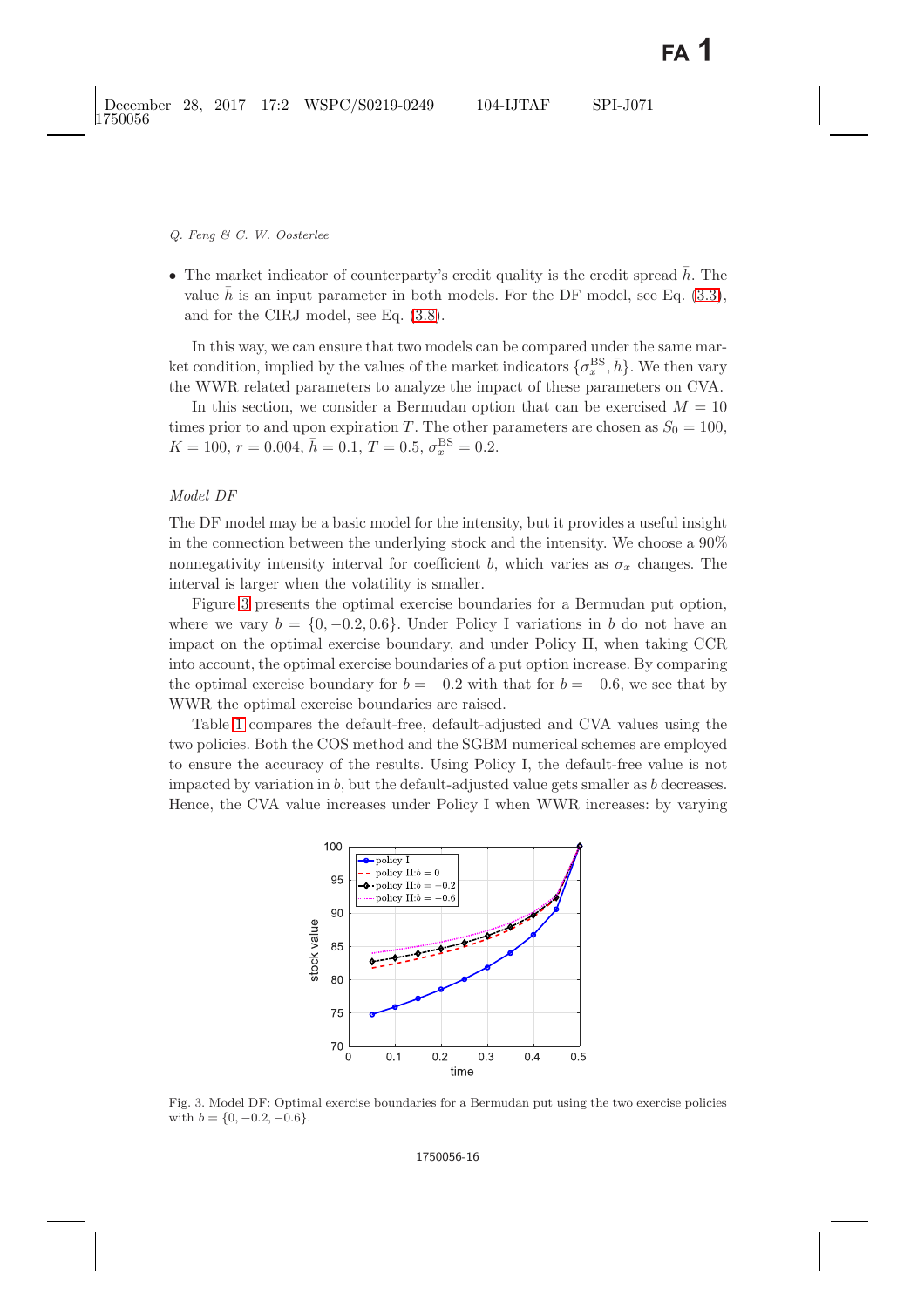- The market indicator of counterparty's credit quality is the credit spread $\bar{h}$. The value $\bar{h}$ is an input parameter in both models. For the DF model, see Eq. (3.3), and for the CIRJ model, see Eq. (3.8).

In this way, we can ensure that two models can be compared under the same market condition, implied by the values of the market indicators $\{\sigma_x^{\mathrm{BS}}, \bar{h}\}$. We then vary the WWR related parameters to analyze the impact of these parameters on CVA.

In this section, we consider a Bermudan option that can be exercised $M = 10$ times prior to and upon expiration $T$. The other parameters are chosen as $S_0 = 100$, $K = 100$, $r = 0.004$, $\bar{h} = 0.1$, $T = 0.5$, $\sigma_x^{\mathrm{BS}} = 0.2$.

*Model DF*

The DF model may be a basic model for the intensity, but it provides a useful insight in the connection between the underlying stock and the intensity. We choose a 90% nonnegativity intensity interval for coefficient $b$, which varies as $\sigma_x$ changes. The interval is larger when the volatility is smaller.

Figure 3 presents the optimal exercise boundaries for a Bermudan put option, where we vary $b = \{0, -0.2, 0.6\}$. Under Policy I variations in $b$ do not have an impact on the optimal exercise boundary, and under Policy II, when taking CCR into account, the optimal exercise boundaries of a put option increase. By comparing the optimal exercise boundary for $b = -0.2$ with that for $b = -0.6$, we see that by WWR the optimal exercise boundaries are raised.

Table 1 compares the default-free, default-adjusted and CVA values using the two policies. Both the COS method and the SGBM numerical schemes are employed to ensure the accuracy of the results. Using Policy I, the default-free value is not impacted by variation in $b$, but the default-adjusted value gets smaller as $b$ decreases. Hence, the CVA value increases under Policy I when WWR increases: by varying

Fig. 3. Model DF: Optimal exercise boundaries for a Bermudan put using the two exercise policies with $b = \{0, -0.2, -0.6\}$.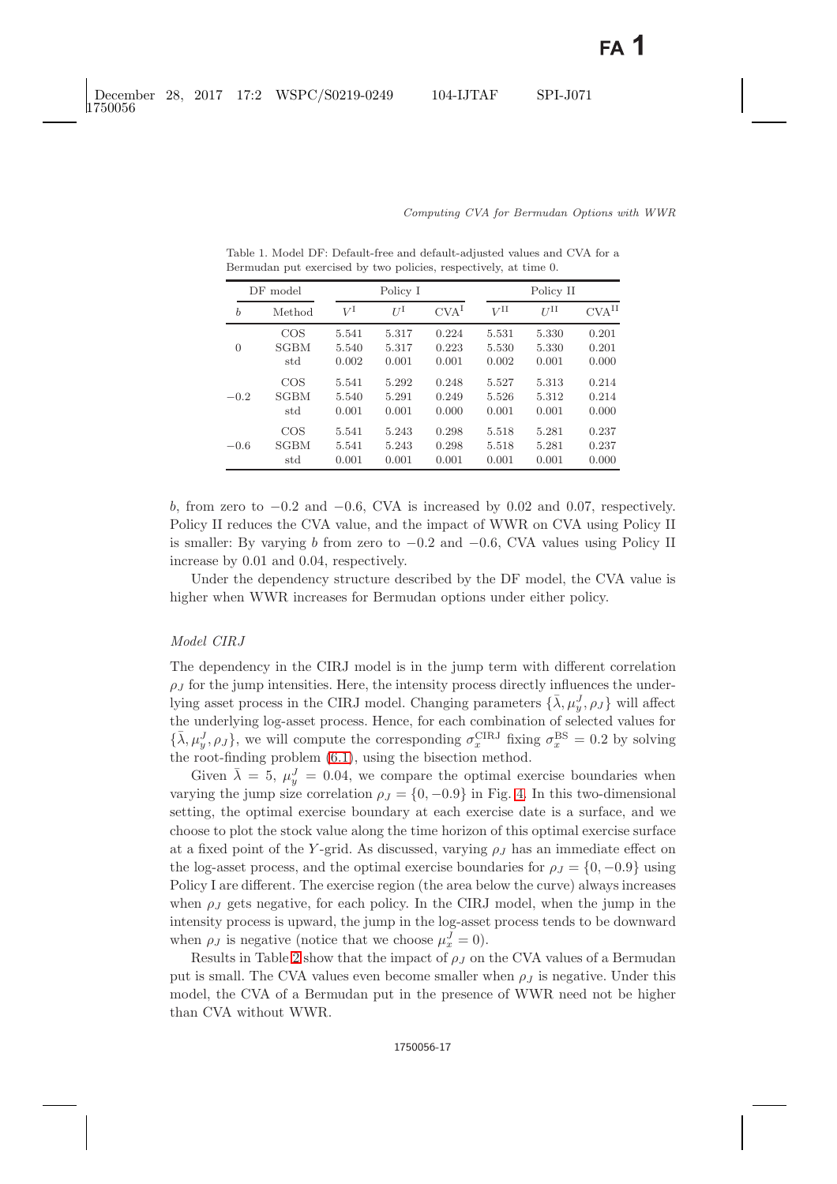Table 1. Model DF: Default-free and default-adjusted values and CVA for a Bermudan put exercised by two policies, respectively, at time 0.

| DF model | | Policy I | | | Policy II | | |
|---|---|---|---|---|---|---|---|
| $b$ | Method | $V^{\mathrm{I}}$ | $U^{\mathrm{I}}$ | $\mathrm{CVA}^{\mathrm{I}}$ | $V^{\mathrm{II}}$ | $U^{\mathrm{II}}$ | $\mathrm{CVA}^{\mathrm{II}}$ |
| | COS | 5.541 | 5.317 | 0.224 | 5.531 | 5.330 | 0.201 |
| 0 | SGBM | 5.540 | 5.317 | 0.223 | 5.530 | 5.330 | 0.201 |
| | std | 0.002 | 0.001 | 0.001 | 0.002 | 0.001 | 0.000 |
| | COS | 5.541 | 5.292 | 0.248 | 5.527 | 5.313 | 0.214 |
| $-0.2$ | SGBM | 5.540 | 5.291 | 0.249 | 5.526 | 5.312 | 0.214 |
| | std | 0.001 | 0.001 | 0.000 | 0.001 | 0.001 | 0.000 |
| | COS | 5.541 | 5.243 | 0.298 | 5.518 | 5.281 | 0.237 |
| $-0.6$ | SGBM | 5.541 | 5.243 | 0.298 | 5.518 | 5.281 | 0.237 |
| | std | 0.001 | 0.001 | 0.001 | 0.001 | 0.001 | 0.000 |

$b$, from zero to $-0.2$ and $-0.6$, CVA is increased by 0.02 and 0.07, respectively. Policy II reduces the CVA value, and the impact of WWR on CVA using Policy II is smaller: By varying $b$ from zero to $-0.2$ and $-0.6$, CVA values using Policy II increase by 0.01 and 0.04, respectively.

Under the dependency structure described by the DF model, the CVA value is higher when WWR increases for Bermudan options under either policy.

*Model CIRJ*

The dependency in the CIRJ model is in the jump term with different correlation $\rho_J$ for the jump intensities. Here, the intensity process directly influences the underlying asset process in the CIRJ model. Changing parameters $\{\bar{\lambda}, \mu_y^J, \rho_J\}$ will affect the underlying log-asset process. Hence, for each combination of selected values for $\{\bar{\lambda}, \mu_y^J, \rho_J\}$, we will compute the corresponding $\sigma_x^{\mathrm{CIRJ}}$ fixing $\sigma_x^{\mathrm{BS}} = 0.2$ by solving the root-finding problem (6.1), using the bisection method.

Given $\bar{\lambda} = 5$, $\mu_y^J = 0.04$, we compare the optimal exercise boundaries when varying the jump size correlation $\rho_J = \{0, -0.9\}$ in Fig. 4. In this two-dimensional setting, the optimal exercise boundary at each exercise date is a surface, and we choose to plot the stock value along the time horizon of this optimal exercise surface at a fixed point of the $Y$-grid. As discussed, varying $\rho_J$ has an immediate effect on the log-asset process, and the optimal exercise boundaries for $\rho_J = \{0, -0.9\}$ using Policy I are different. The exercise region (the area below the curve) always increases when $\rho_J$ gets negative, for each policy. In the CIRJ model, when the jump in the intensity process is upward, the jump in the log-asset process tends to be downward when $\rho_J$ is negative (notice that we choose $\mu_x^J = 0$).

Results in Table 2 show that the impact of $\rho_J$ on the CVA values of a Bermudan put is small. The CVA values even become smaller when $\rho_J$ is negative. Under this model, the CVA of a Bermudan put in the presence of WWR need not be higher than CVA without WWR.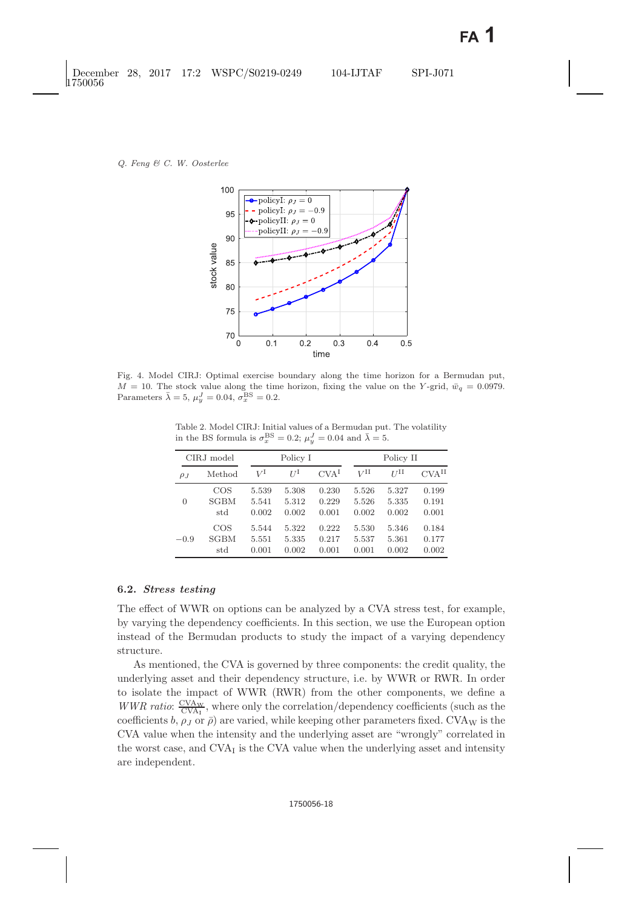Fig. 4. Model CIRJ: Optimal exercise boundary along the time horizon for a Bermudan put, $M = 10$. The stock value along the time horizon, fixing the value on the $Y$-grid, $\bar{w}_q = 0.0979$. Parameters $\bar{\lambda} = 5$, $\mu_y^J = 0.04$, $\sigma_x^{\mathrm{BS}} = 0.2$.

Table 2. Model CIRJ: Initial values of a Bermudan put. The volatility in the BS formula is $\sigma_x^{\mathrm{BS}} = 0.2$; $\mu_y^J = 0.04$ and $\bar{\lambda} = 5$.

| CIRJ model | | Policy I | | | Policy II | | |
|---|---|---|---|---|---|---|---|
| $\rho_J$ | Method | $V^{\mathrm{I}}$ | $U^{\mathrm{I}}$ | $\mathrm{CVA}^{\mathrm{I}}$ | $V^{\mathrm{II}}$ | $U^{\mathrm{II}}$ | $\mathrm{CVA}^{\mathrm{II}}$ |
| | COS | 5.539 | 5.308 | 0.230 | 5.526 | 5.327 | 0.199 |
| 0 | SGBM | 5.541 | 5.312 | 0.229 | 5.526 | 5.335 | 0.191 |
| | std | 0.002 | 0.002 | 0.001 | 0.002 | 0.002 | 0.001 |
| | COS | 5.544 | 5.322 | 0.222 | 5.530 | 5.346 | 0.184 |
| $-0.9$ | SGBM | 5.551 | 5.335 | 0.217 | 5.537 | 5.361 | 0.177 |
| | std | 0.001 | 0.002 | 0.001 | 0.001 | 0.002 | 0.002 |

### 6.2. *Stress testing*

The effect of WWR on options can be analyzed by a CVA stress test, for example, by varying the dependency coefficients. In this section, we use the European option instead of the Bermudan products to study the impact of a varying dependency structure.

As mentioned, the CVA is governed by three components: the credit quality, the underlying asset and their dependency structure, i.e. by WWR or RWR. In order to isolate the impact of WWR (RWR) from the other components, we define a *WWR ratio*: $\frac{\mathrm{CVA_W}}{\mathrm{CVA_I}}$, where only the correlation/dependency coefficients (such as the coefficients $b$, $\rho_J$ or $\bar{\rho}$) are varied, while keeping other parameters fixed. $\mathrm{CVA_W}$ is the CVA value when the intensity and the underlying asset are "wrongly" correlated in the worst case, and $\mathrm{CVA_I}$ is the CVA value when the underlying asset and intensity are independent.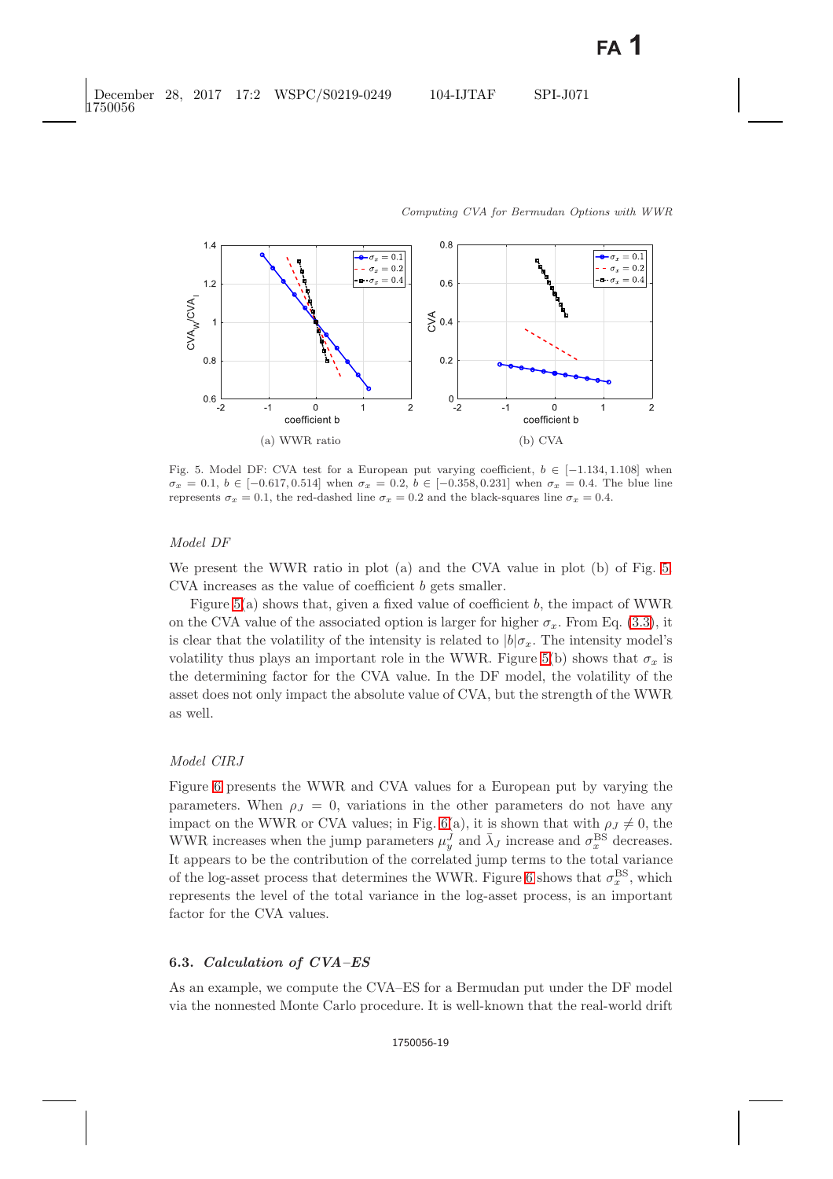(a) WWR ratio

(b) CVA

Fig. 5. Model DF: CVA test for a European put varying coefficient, $b \in [-1.134, 1.108]$ when $\sigma_x = 0.1$, $b \in [-0.617, 0.514]$ when $\sigma_x = 0.2$, $b \in [-0.358, 0.231]$ when $\sigma_x = 0.4$. The blue line represents $\sigma_x = 0.1$, the red-dashed line $\sigma_x = 0.2$ and the black-squares line $\sigma_x = 0.4$.

*Model DF*

We present the WWR ratio in plot (a) and the CVA value in plot (b) of Fig. 5. CVA increases as the value of coefficient $b$ gets smaller.

Figure 5(a) shows that, given a fixed value of coefficient $b$, the impact of WWR on the CVA value of the associated option is larger for higher $\sigma_x$. From Eq. (3.3), it is clear that the volatility of the intensity is related to $|b|\sigma_x$. The intensity model's volatility thus plays an important role in the WWR. Figure 5(b) shows that $\sigma_x$ is the determining factor for the CVA value. In the DF model, the volatility of the asset does not only impact the absolute value of CVA, but the strength of the WWR as well.

*Model CIRJ*

Figure 6 presents the WWR and CVA values for a European put by varying the parameters. When $\rho_J = 0$, variations in the other parameters do not have any impact on the WWR or CVA values; in Fig. 6(a), it is shown that with $\rho_J \neq 0$, the WWR increases when the jump parameters $\mu_y^J$ and $\bar{\lambda}_J$ increase and $\sigma_x^{\text{BS}}$ decreases. It appears to be the contribution of the correlated jump terms to the total variance of the log-asset process that determines the WWR. Figure 6 shows that $\sigma_x^{\text{BS}}$, which represents the level of the total variance in the log-asset process, is an important factor for the CVA values.

### 6.3. *Calculation of CVA–ES*

As an example, we compute the CVA–ES for a Bermudan put under the DF model via the nonnested Monte Carlo procedure. It is well-known that the real-world drift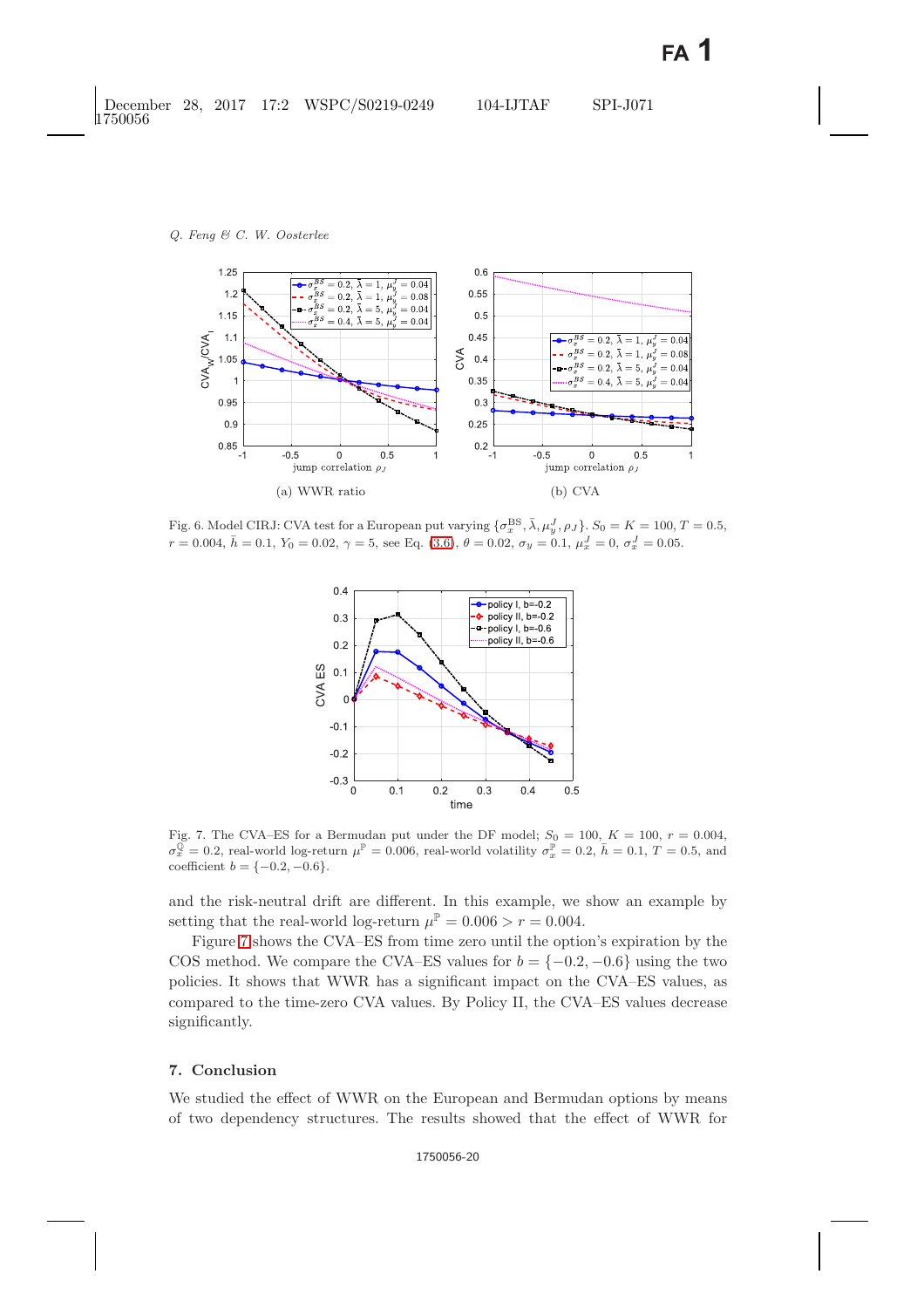(a) WWR ratio

(b) CVA

Fig. 6. Model CIRJ: CVA test for a European put varying $\{\sigma_x^{\text{BS}}, \bar{\lambda}, \mu_y^J, \rho_J\}$. $S_0 = K = 100$, $T = 0.5$, $r = 0.004$, $\bar{h} = 0.1$, $Y_0 = 0.02$, $\gamma = 5$, see Eq. (3.6), $\theta = 0.02$, $\sigma_y = 0.1$, $\mu_x^J = 0$, $\sigma_x^J = 0.05$.

Fig. 7. The CVA–ES for a Bermudan put under the DF model; $S_0 = 100$, $K = 100$, $r = 0.004$, $\sigma_x^{\mathbb{Q}} = 0.2$, real-world log-return $\mu^{\mathbb{P}} = 0.006$, real-world volatility $\sigma_x^{\mathbb{P}} = 0.2$, $\bar{h} = 0.1$, $T = 0.5$, and coefficient $b = \{-0.2, -0.6\}$.

and the risk-neutral drift are different. In this example, we show an example by setting that the real-world log-return $\mu^{\mathbb{P}} = 0.006 > r = 0.004$.

Figure 7 shows the CVA–ES from time zero until the option's expiration by the COS method. We compare the CVA–ES values for $b = \{-0.2, -0.6\}$ using the two policies. It shows that WWR has a significant impact on the CVA–ES values, as compared to the time-zero CVA values. By Policy II, the CVA–ES values decrease significantly.

## 7. Conclusion

We studied the effect of WWR on the European and Bermudan options by means of two dependency structures. The results showed that the effect of WWR for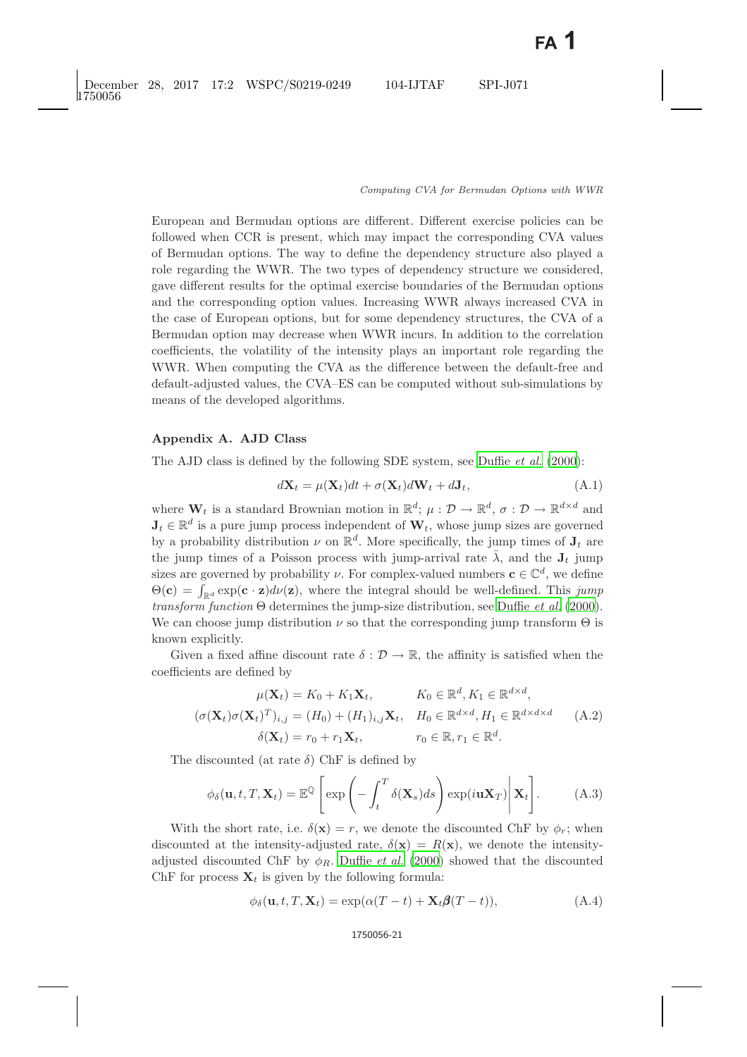European and Bermudan options are different. Different exercise policies can be followed when CCR is present, which may impact the corresponding CVA values of Bermudan options. The way to define the dependency structure also played a role regarding the WWR. The two types of dependency structure we considered, gave different results for the optimal exercise boundaries of the Bermudan options and the corresponding option values. Increasing WWR always increased CVA in the case of European options, but for some dependency structures, the CVA of a Bermudan option may decrease when WWR incurs. In addition to the correlation coefficients, the volatility of the intensity plays an important role regarding the WWR. When computing the CVA as the difference between the default-free and default-adjusted values, the CVA–ES can be computed without sub-simulations by means of the developed algorithms.

## Appendix A. AJD Class

The AJD class is defined by the following SDE system, see Duffie *et al.* (2000):

$$d\mathbf{X}_t = \mu(\mathbf{X}_t)dt + \sigma(\mathbf{X}_t)d\mathbf{W}_t + d\mathbf{J}_t, \tag{A.1}$$

where $\mathbf{W}_t$ is a standard Brownian motion in $\mathbb{R}^d$; $\mu : \mathcal{D} \to \mathbb{R}^d$, $\sigma : \mathcal{D} \to \mathbb{R}^{d\times d}$ and $\mathbf{J}_t \in \mathbb{R}^d$ is a pure jump process independent of $\mathbf{W}_t$, whose jump sizes are governed by a probability distribution $\nu$ on $\mathbb{R}^d$. More specifically, the jump times of $\mathbf{J}_t$ are the jump times of a Poisson process with jump-arrival rate $\bar{\lambda}$, and the $\mathbf{J}_t$ jump sizes are governed by probability $\nu$. For complex-valued numbers $\mathbf{c} \in \mathbb{C}^d$, we define $\Theta(\mathbf{c}) = \int_{\mathbb{R}^d} \exp(\mathbf{c} \cdot \mathbf{z})d\nu(\mathbf{z})$, where the integral should be well-defined. This *jump transform function* $\Theta$ determines the jump-size distribution, see Duffie *et al.* (2000). We can choose jump distribution $\nu$ so that the corresponding jump transform $\Theta$ is known explicitly.

Given a fixed affine discount rate $\delta : \mathcal{D} \to \mathbb{R}$, the affinity is satisfied when the coefficients are defined by

$$\begin{aligned}
\mu(\mathbf{X}_t) &= K_0 + K_1\mathbf{X}_t, & K_0 &\in \mathbb{R}^d, K_1 \in \mathbb{R}^{d\times d},\\
(\sigma(\mathbf{X}_t)\sigma(\mathbf{X}_t)^T)_{i,j} &= (H_0) + (H_1)_{i,j}\mathbf{X}_t, & H_0 &\in \mathbb{R}^{d\times d}, H_1 \in \mathbb{R}^{d\times d\times d}\\
\delta(\mathbf{X}_t) &= r_0 + r_1\mathbf{X}_t, & r_0 &\in \mathbb{R}, r_1 \in \mathbb{R}^d.
\end{aligned} \tag{A.2}$$

The discounted (at rate $\delta$) ChF is defined by

$$\phi_\delta(\mathbf{u}, t, T, \mathbf{X}_t) = \mathbb{E}^{\mathbb{Q}}\left[\exp\left(-\int_t^T \delta(\mathbf{X}_s)ds\right)\exp(i\mathbf{u}\mathbf{X}_T)\middle|\mathbf{X}_t\right]. \tag{A.3}$$

With the short rate, i.e. $\delta(\mathbf{x}) = r$, we denote the discounted ChF by $\phi_r$; when discounted at the intensity-adjusted rate, $\delta(\mathbf{x}) = R(\mathbf{x})$, we denote the intensity-adjusted discounted ChF by $\phi_R$. Duffie *et al.* (2000) showed that the discounted ChF for process $\mathbf{X}_t$ is given by the following formula:

$$\phi_\delta(\mathbf{u}, t, T, \mathbf{X}_t) = \exp(\alpha(T-t) + \mathbf{X}_t\boldsymbol{\beta}(T-t)), \tag{A.4}$$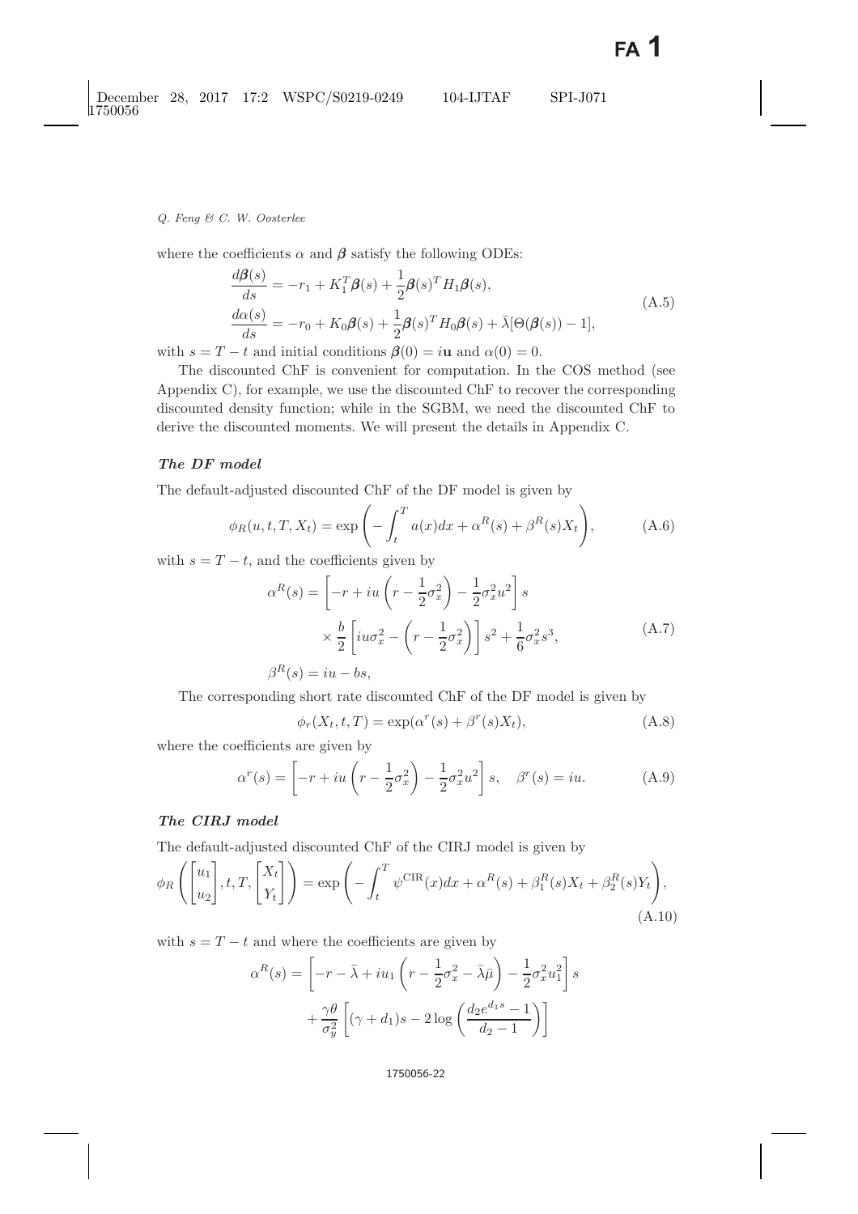where the coefficients $\alpha$ and $\boldsymbol{\beta}$ satisfy the following ODEs:

$$
\begin{aligned}
\frac{d\boldsymbol{\beta}(s)}{ds} &= -r_1 + K_1^T\boldsymbol{\beta}(s) + \frac{1}{2}\boldsymbol{\beta}(s)^T H_1 \boldsymbol{\beta}(s), \\
\frac{d\alpha(s)}{ds} &= -r_0 + K_0\boldsymbol{\beta}(s) + \frac{1}{2}\boldsymbol{\beta}(s)^T H_0 \boldsymbol{\beta}(s) + \bar{\lambda}[\Theta(\boldsymbol{\beta}(s)) - 1],
\end{aligned}
\tag{A.5}
$$

with $s = T - t$ and initial conditions $\boldsymbol{\beta}(0) = i\mathbf{u}$ and $\alpha(0) = 0$.

The discounted ChF is convenient for computation. In the COS method (see Appendix C), for example, we use the discounted ChF to recover the corresponding discounted density function; while in the SGBM, we need the discounted ChF to derive the discounted moments. We will present the details in Appendix C.

### *The DF model*

The default-adjusted discounted ChF of the DF model is given by

$$
\phi_R(u, t, T, X_t) = \exp\left(-\int_t^T a(x)dx + \alpha^R(s) + \beta^R(s)X_t\right), \tag{A.6}
$$

with $s = T - t$, and the coefficients given by

$$
\begin{aligned}
\alpha^R(s) &= \left[-r + iu\left(r - \frac{1}{2}\sigma_x^2\right) - \frac{1}{2}\sigma_x^2 u^2\right]s \\
&\quad \times \frac{b}{2}\left[iu\sigma_x^2 - \left(r - \frac{1}{2}\sigma_x^2\right)\right]s^2 + \frac{1}{6}\sigma_x^2 s^3, \\
\beta^R(s) &= iu - bs,
\end{aligned}
\tag{A.7}
$$

The corresponding short rate discounted ChF of the DF model is given by

$$
\phi_r(X_t, t, T) = \exp(\alpha^r(s) + \beta^r(s)X_t), \tag{A.8}
$$

where the coefficients are given by

$$
\alpha^r(s) = \left[-r + iu\left(r - \frac{1}{2}\sigma_x^2\right) - \frac{1}{2}\sigma_x^2 u^2\right]s, \quad \beta^r(s) = iu. \tag{A.9}
$$

### *The CIRJ model*

The default-adjusted discounted ChF of the CIRJ model is given by

$$
\phi_R\left(\begin{bmatrix} u_1 \\ u_2 \end{bmatrix}, t, T, \begin{bmatrix} X_t \\ Y_t \end{bmatrix}\right) = \exp\left(-\int_t^T \psi^{\mathrm{CIR}}(x)dx + \alpha^R(s) + \beta_1^R(s)X_t + \beta_2^R(s)Y_t\right),
\tag{A.10}
$$

with $s = T - t$ and where the coefficients are given by

$$
\begin{aligned}
\alpha^R(s) &= \left[-r - \bar{\lambda} + iu_1\left(r - \frac{1}{2}\sigma_x^2 - \bar{\lambda}\bar{\mu}\right) - \frac{1}{2}\sigma_x^2 u_1^2\right]s \\
&\quad + \frac{\gamma\theta}{\sigma_y^2}\left[(\gamma + d_1)s - 2\log\left(\frac{d_2 e^{d_1 s} - 1}{d_2 - 1}\right)\right]
\end{aligned}
$$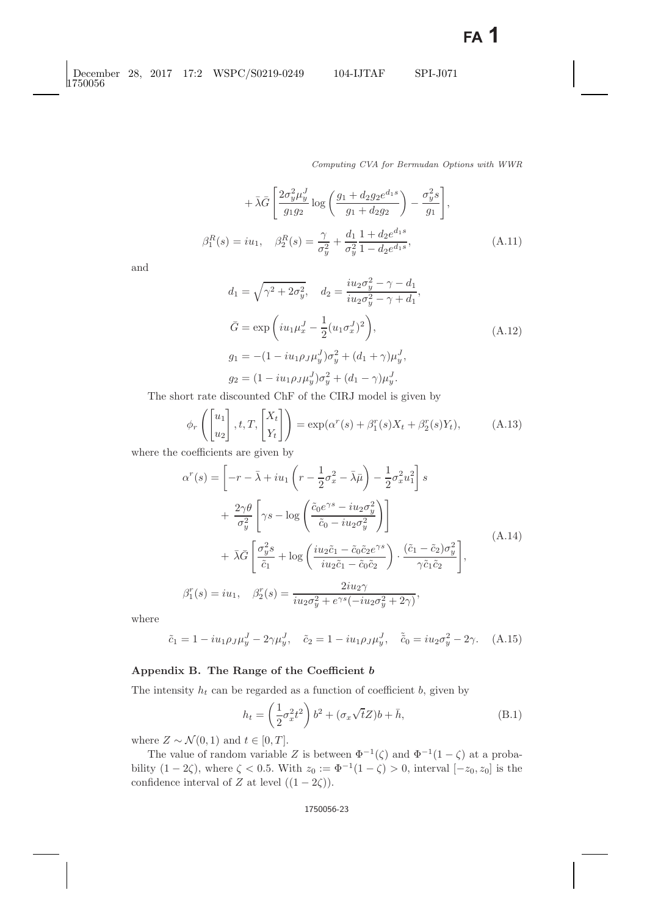$$+ \bar{\lambda}\bar{G}\left[\frac{2\sigma_y^2\mu_y^J}{g_1 g_2}\log\left(\frac{g_1 + d_2 g_2 e^{d_1 s}}{g_1 + d_2 g_2}\right) - \frac{\sigma_y^2 s}{g_1}\right],$$

$$\beta_1^R(s) = iu_1, \quad \beta_2^R(s) = \frac{\gamma}{\sigma_y^2} + \frac{d_1}{\sigma_y^2}\frac{1 + d_2 e^{d_1 s}}{1 - d_2 e^{d_1 s}}, \tag{A.11}$$

and

$$\begin{aligned}
d_1 &= \sqrt{\gamma^2 + 2\sigma_y^2}, \quad d_2 = \frac{iu_2\sigma_y^2 - \gamma - d_1}{iu_2\sigma_y^2 - \gamma + d_1}, \\
\bar{G} &= \exp\left(iu_1\mu_x^J - \frac{1}{2}(u_1\sigma_x^J)^2\right), \\
g_1 &= -(1 - iu_1\rho_J\mu_y^J)\sigma_y^2 + (d_1 + \gamma)\mu_y^J, \\
g_2 &= (1 - iu_1\rho_J\mu_y^J)\sigma_y^2 + (d_1 - \gamma)\mu_y^J.
\end{aligned} \tag{A.12}$$

The short rate discounted ChF of the CIRJ model is given by

$$\phi_r\left(\begin{bmatrix} u_1 \\ u_2 \end{bmatrix}, t, T, \begin{bmatrix} X_t \\ Y_t \end{bmatrix}\right) = \exp(\alpha^r(s) + \beta_1^r(s)X_t + \beta_2^r(s)Y_t), \tag{A.13}$$

where the coefficients are given by

$$\begin{aligned}
\alpha^r(s) &= \left[-r - \bar{\lambda} + iu_1\left(r - \frac{1}{2}\sigma_x^2 - \bar{\lambda}\bar{\mu}\right) - \frac{1}{2}\sigma_x^2 u_1^2\right]s \\
&\quad + \frac{2\gamma\theta}{\sigma_y^2}\left[\gamma s - \log\left(\frac{\tilde{c}_0 e^{\gamma s} - iu_2\sigma_y^2}{\tilde{c}_0 - iu_2\sigma_y^2}\right)\right] \\
&\quad + \bar{\lambda}\bar{G}\left[\frac{\sigma_y^2 s}{\tilde{c}_1} + \log\left(\frac{iu_2\tilde{c}_1 - \tilde{c}_0\tilde{c}_2 e^{\gamma s}}{iu_2\tilde{c}_1 - \tilde{c}_0\tilde{c}_2}\right) \cdot \frac{(\tilde{c}_1 - \tilde{c}_2)\sigma_y^2}{\gamma\tilde{c}_1\tilde{c}_2}\right],
\end{aligned} \tag{A.14}$$

$$\beta_1^r(s) = iu_1, \quad \beta_2^r(s) = \frac{2iu_2\gamma}{iu_2\sigma_y^2 + e^{\gamma s}(-iu_2\sigma_y^2 + 2\gamma)},$$

where

$$\tilde{c}_1 = 1 - iu_1\rho_J\mu_y^J - 2\gamma\mu_y^J, \quad \tilde{c}_2 = 1 - iu_1\rho_J\mu_y^J, \quad \tilde{\tilde{c}}_0 = iu_2\sigma_y^2 - 2\gamma. \tag{A.15}$$

## Appendix B. The Range of the Coefficient $b$

The intensity $h_t$ can be regarded as a function of coefficient $b$, given by

$$h_t = \left(\frac{1}{2}\sigma_x^2 t^2\right)b^2 + (\sigma_x\sqrt{t}Z)b + \bar{h}, \tag{B.1}$$

where $Z \sim \mathcal{N}(0,1)$ and $t \in [0, T]$.

The value of random variable $Z$ is between $\Phi^{-1}(\zeta)$ and $\Phi^{-1}(1-\zeta)$ at a probability $(1-2\zeta)$, where $\zeta < 0.5$. With $z_0 := \Phi^{-1}(1-\zeta) > 0$, interval $[-z_0, z_0]$ is the confidence interval of $Z$ at level $((1-2\zeta))$.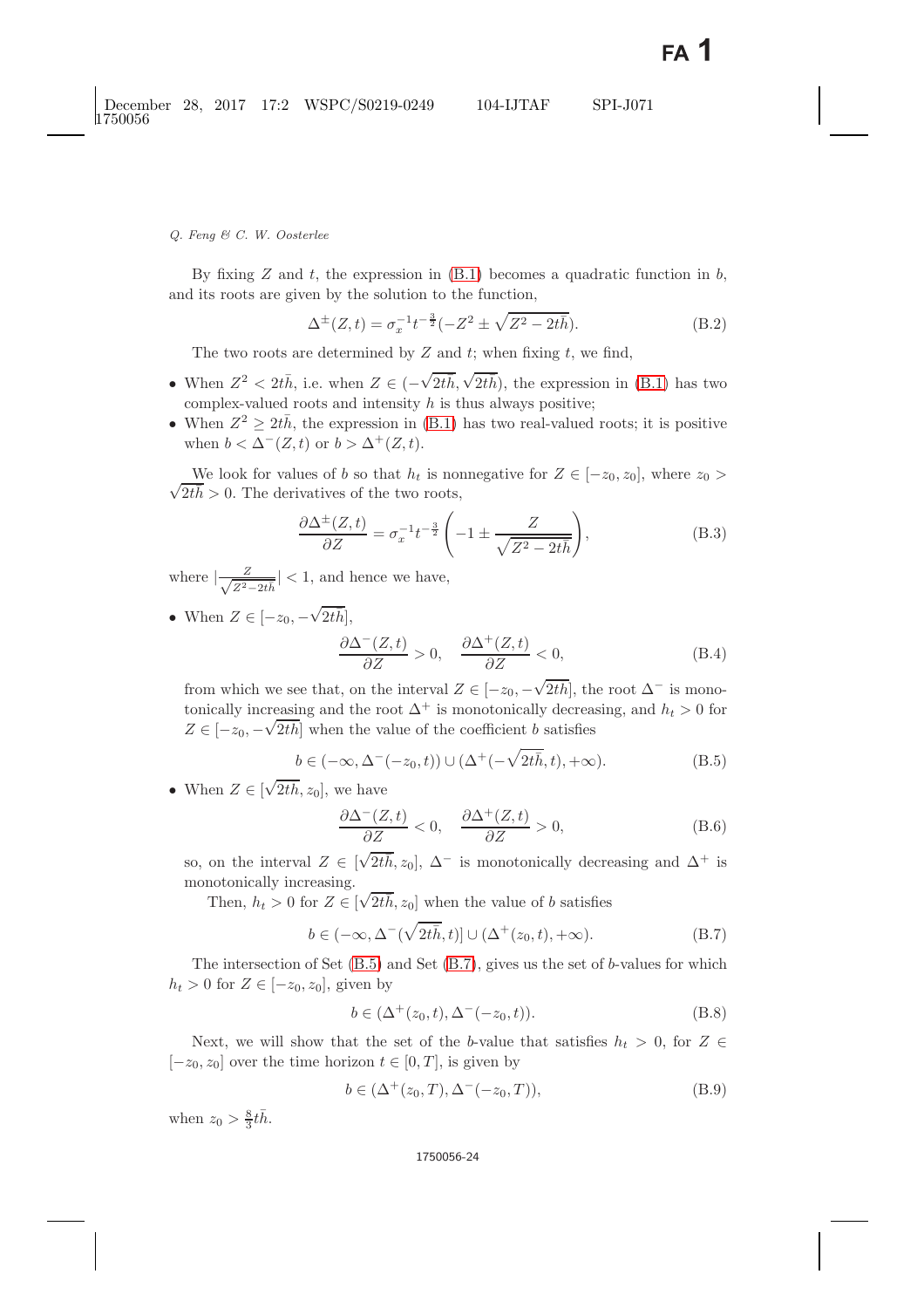By fixing $Z$ and $t$, the expression in (B.1) becomes a quadratic function in $b$, and its roots are given by the solution to the function,

$$\Delta^{\pm}(Z,t) = \sigma_x^{-1} t^{-\frac{3}{2}} (-Z^2 \pm \sqrt{Z^2 - 2t\bar{h}}). \tag{B.2}$$

The two roots are determined by $Z$ and $t$; when fixing $t$, we find,

- When $Z^2 < 2t\bar{h}$, i.e. when $Z \in (-\sqrt{2t\bar{h}}, \sqrt{2t\bar{h}})$, the expression in (B.1) has two complex-valued roots and intensity $h$ is thus always positive;
- When $Z^2 \geq 2t\bar{h}$, the expression in (B.1) has two real-valued roots; it is positive when $b < \Delta^-(Z,t)$ or $b > \Delta^+(Z,t)$.

We look for values of $b$ so that $h_t$ is nonnegative for $Z \in [-z_0, z_0]$, where $z_0 > \sqrt{2t\bar{h}} > 0$. The derivatives of the two roots,

$$\frac{\partial \Delta^{\pm}(Z,t)}{\partial Z} = \sigma_x^{-1} t^{-\frac{3}{2}} \left( -1 \pm \frac{Z}{\sqrt{Z^2 - 2t\bar{h}}} \right), \tag{B.3}$$

where $|\frac{Z}{\sqrt{Z^2-2t\bar{h}}}| < 1$, and hence we have,

- When $Z \in [-z_0, -\sqrt{2t\bar{h}}]$,

$$\frac{\partial \Delta^-(Z,t)}{\partial Z} > 0, \quad \frac{\partial \Delta^+(Z,t)}{\partial Z} < 0, \tag{B.4}$$

from which we see that, on the interval $Z \in [-z_0, -\sqrt{2t\bar{h}}]$, the root $\Delta^-$ is monotonically increasing and the root $\Delta^+$ is monotonically decreasing, and $h_t > 0$ for $Z \in [-z_0, -\sqrt{2t\bar{h}}]$ when the value of the coefficient $b$ satisfies

$$b \in (-\infty, \Delta^-(-z_0, t)) \cup (\Delta^+(-\sqrt{2t\bar{h}}, t), +\infty). \tag{B.5}$$

- When $Z \in [\sqrt{2t\bar{h}}, z_0]$, we have

$$\frac{\partial \Delta^-(Z,t)}{\partial Z} < 0, \quad \frac{\partial \Delta^+(Z,t)}{\partial Z} > 0, \tag{B.6}$$

so, on the interval $Z \in [\sqrt{2t\bar{h}}, z_0]$, $\Delta^-$ is monotonically decreasing and $\Delta^+$ is monotonically increasing.

Then, $h_t > 0$ for $Z \in [\sqrt{2t\bar{h}}, z_0]$ when the value of $b$ satisfies

$$b \in (-\infty, \Delta^-(\sqrt{2t\bar{h}}, t)] \cup (\Delta^+(z_0, t), +\infty). \tag{B.7}$$

The intersection of Set (B.5) and Set (B.7), gives us the set of $b$-values for which $h_t > 0$ for $Z \in [-z_0, z_0]$, given by

$$b \in (\Delta^+(z_0, t), \Delta^-(-z_0, t)). \tag{B.8}$$

Next, we will show that the set of the $b$-value that satisfies $h_t > 0$, for $Z \in [-z_0, z_0]$ over the time horizon $t \in [0, T]$, is given by

$$b \in (\Delta^+(z_0, T), \Delta^-(-z_0, T)), \tag{B.9}$$

when $z_0 > \frac{8}{3} t\bar{h}$.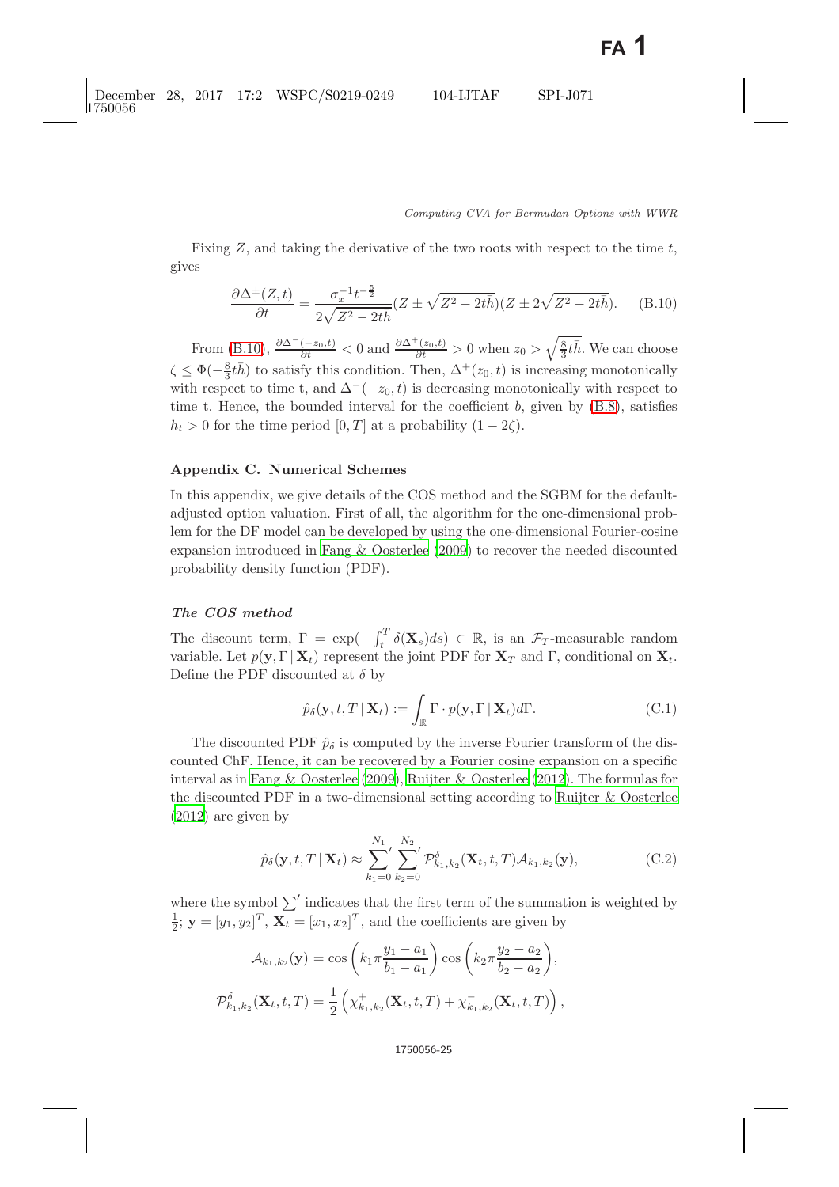Fixing $Z$, and taking the derivative of the two roots with respect to the time $t$, gives

$$\frac{\partial \Delta^{\pm}(Z,t)}{\partial t} = \frac{\sigma_x^{-1} t^{-\frac{5}{2}}}{2\sqrt{Z^2 - 2t\bar{h}}}(Z \pm \sqrt{Z^2 - 2t\bar{h}})(Z \pm 2\sqrt{Z^2 - 2t\bar{h}}). \tag{B.10}$$

From (B.10), $\frac{\partial \Delta^{-}(-z_0,t)}{\partial t} < 0$ and $\frac{\partial \Delta^{+}(z_0,t)}{\partial t} > 0$ when $z_0 > \sqrt{\frac{8}{3}t\bar{h}}$. We can choose $\zeta \leq \Phi(-\frac{8}{3}t\bar{h})$ to satisfy this condition. Then, $\Delta^{+}(z_0,t)$ is increasing monotonically with respect to time t, and $\Delta^{-}(-z_0,t)$ is decreasing monotonically with respect to time t. Hence, the bounded interval for the coefficient $b$, given by (B.8), satisfies $h_t > 0$ for the time period $[0,T]$ at a probability $(1-2\zeta)$.

## Appendix C. Numerical Schemes

In this appendix, we give details of the COS method and the SGBM for the default-adjusted option valuation. First of all, the algorithm for the one-dimensional problem for the DF model can be developed by using the one-dimensional Fourier-cosine expansion introduced in Fang & Oosterlee (2009) to recover the needed discounted probability density function (PDF).

### *The COS method*

The discount term, $\Gamma = \exp(-\int_t^T \delta(\mathbf{X}_s)ds) \in \mathbb{R}$, is an $\mathcal{F}_T$-measurable random variable. Let $p(\mathbf{y}, \Gamma \,|\, \mathbf{X}_t)$ represent the joint PDF for $\mathbf{X}_T$ and $\Gamma$, conditional on $\mathbf{X}_t$. Define the PDF discounted at $\delta$ by

$$\hat{p}_\delta(\mathbf{y}, t, T \,|\, \mathbf{X}_t) := \int_{\mathbb{R}} \Gamma \cdot p(\mathbf{y}, \Gamma \,|\, \mathbf{X}_t) d\Gamma. \tag{C.1}$$

The discounted PDF $\hat{p}_\delta$ is computed by the inverse Fourier transform of the discounted ChF. Hence, it can be recovered by a Fourier cosine expansion on a specific interval as in Fang & Oosterlee (2009), Ruijter & Oosterlee (2012). The formulas for the discounted PDF in a two-dimensional setting according to Ruijter & Oosterlee (2012) are given by

$$\hat{p}_\delta(\mathbf{y}, t, T \,|\, \mathbf{X}_t) \approx {\sum_{k_1=0}^{N_1}}' {\sum_{k_2=0}^{N_2}}' \mathcal{P}^\delta_{k_1,k_2}(\mathbf{X}_t, t, T)\mathcal{A}_{k_1,k_2}(\mathbf{y}), \tag{C.2}$$

where the symbol $\sum'$ indicates that the first term of the summation is weighted by $\frac{1}{2}$; $\mathbf{y} = [y_1, y_2]^T$, $\mathbf{X}_t = [x_1, x_2]^T$, and the coefficients are given by

$$\mathcal{A}_{k_1,k_2}(\mathbf{y}) = \cos\left(k_1 \pi \frac{y_1 - a_1}{b_1 - a_1}\right) \cos\left(k_2 \pi \frac{y_2 - a_2}{b_2 - a_2}\right),$$

$$\mathcal{P}^\delta_{k_1,k_2}(\mathbf{X}_t, t, T) = \frac{1}{2}\left(\chi^{+}_{k_1,k_2}(\mathbf{X}_t, t, T) + \chi^{-}_{k_1,k_2}(\mathbf{X}_t, t, T)\right),$$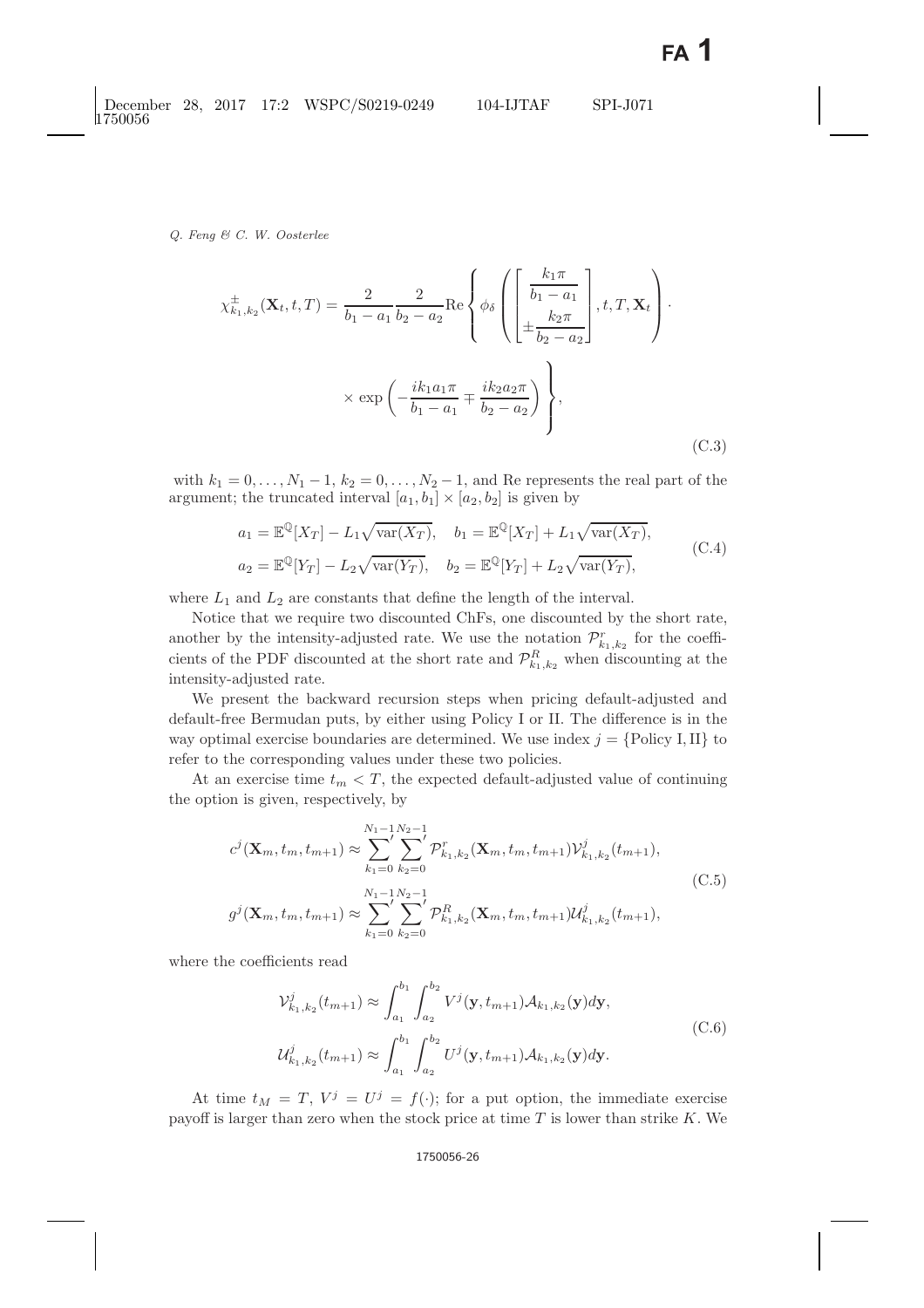$$
\chi^{\pm}_{k_1,k_2}(\mathbf{X}_t,t,T) = \frac{2}{b_1-a_1}\frac{2}{b_2-a_2}\mathrm{Re}\left\{ \phi_\delta\left( \begin{bmatrix} \dfrac{k_1\pi}{b_1-a_1} \\ \pm\dfrac{k_2\pi}{b_2-a_2} \end{bmatrix}, t, T, \mathbf{X}_t \right) \cdot \times \exp\left( -\frac{ik_1a_1\pi}{b_1-a_1} \mp \frac{ik_2a_2\pi}{b_2-a_2} \right) \right\}, \tag{C.3}
$$

with $k_1 = 0,\ldots,N_1-1$, $k_2 = 0,\ldots,N_2-1$, and Re represents the real part of the argument; the truncated interval $[a_1,b_1]\times[a_2,b_2]$ is given by

$$
\begin{aligned}
a_1 &= \mathbb{E}^{\mathbb{Q}}[X_T] - L_1\sqrt{\mathrm{var}(X_T)}, \quad b_1 = \mathbb{E}^{\mathbb{Q}}[X_T] + L_1\sqrt{\mathrm{var}(X_T)}, \\
a_2 &= \mathbb{E}^{\mathbb{Q}}[Y_T] - L_2\sqrt{\mathrm{var}(Y_T)}, \quad b_2 = \mathbb{E}^{\mathbb{Q}}[Y_T] + L_2\sqrt{\mathrm{var}(Y_T)},
\end{aligned} \tag{C.4}
$$

where $L_1$ and $L_2$ are constants that define the length of the interval.

Notice that we require two discounted ChFs, one discounted by the short rate, another by the intensity-adjusted rate. We use the notation $\mathcal{P}^r_{k_1,k_2}$ for the coefficients of the PDF discounted at the short rate and $\mathcal{P}^R_{k_1,k_2}$ when discounting at the intensity-adjusted rate.

We present the backward recursion steps when pricing default-adjusted and default-free Bermudan puts, by either using Policy I or II. The difference is in the way optimal exercise boundaries are determined. We use index $j = \{\text{Policy I, II}\}$ to refer to the corresponding values under these two policies.

At an exercise time $t_m < T$, the expected default-adjusted value of continuing the option is given, respectively, by

$$
\begin{aligned}
c^j(\mathbf{X}_m,t_m,t_{m+1}) &\approx \sum_{k_1=0}^{N_1-1}{}' \sum_{k_2=0}^{N_2-1}{}' \mathcal{P}^r_{k_1,k_2}(\mathbf{X}_m,t_m,t_{m+1})\mathcal{V}^j_{k_1,k_2}(t_{m+1}), \\
g^j(\mathbf{X}_m,t_m,t_{m+1}) &\approx \sum_{k_1=0}^{N_1-1}{}' \sum_{k_2=0}^{N_2-1}{}' \mathcal{P}^R_{k_1,k_2}(\mathbf{X}_m,t_m,t_{m+1})\mathcal{U}^j_{k_1,k_2}(t_{m+1}),
\end{aligned} \tag{C.5}
$$

where the coefficients read

$$
\begin{aligned}
\mathcal{V}^j_{k_1,k_2}(t_{m+1}) &\approx \int_{a_1}^{b_1}\int_{a_2}^{b_2} V^j(\mathbf{y},t_{m+1})\mathcal{A}_{k_1,k_2}(\mathbf{y})d\mathbf{y}, \\
\mathcal{U}^j_{k_1,k_2}(t_{m+1}) &\approx \int_{a_1}^{b_1}\int_{a_2}^{b_2} U^j(\mathbf{y},t_{m+1})\mathcal{A}_{k_1,k_2}(\mathbf{y})d\mathbf{y}.
\end{aligned} \tag{C.6}
$$

At time $t_M = T$, $V^j = U^j = f(\cdot)$; for a put option, the immediate exercise payoff is larger than zero when the stock price at time $T$ is lower than strike $K$. We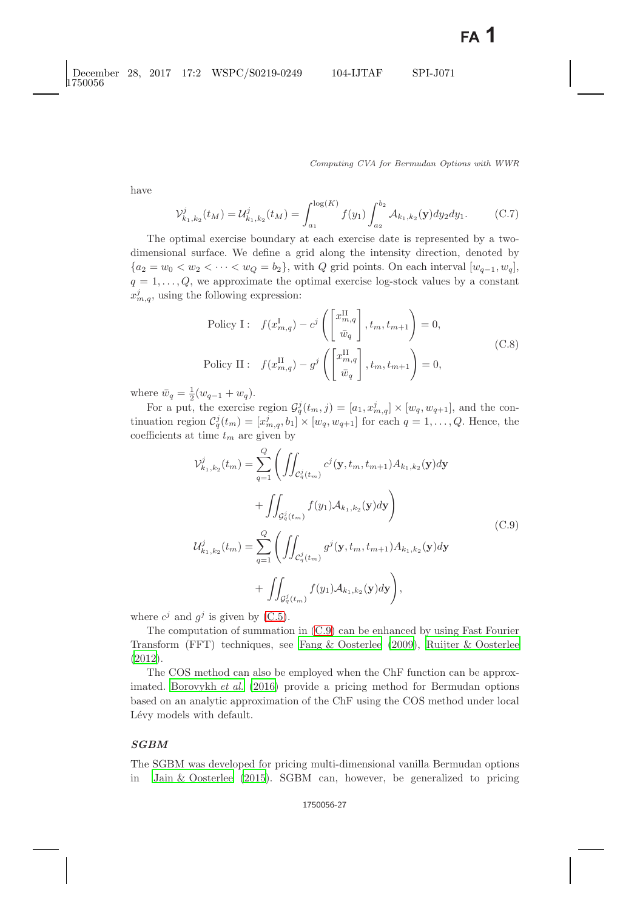have

$$\mathcal{V}^j_{k_1,k_2}(t_M) = \mathcal{U}^j_{k_1,k_2}(t_M) = \int_{a_1}^{\log(K)} f(y_1) \int_{a_2}^{b_2} \mathcal{A}_{k_1,k_2}(\mathbf{y}) dy_2 dy_1. \tag{C.7}$$

The optimal exercise boundary at each exercise date is represented by a two-dimensional surface. We define a grid along the intensity direction, denoted by $\{a_2 = w_0 < w_2 < \cdots < w_Q = b_2\}$, with $Q$ grid points. On each interval $[w_{q-1}, w_q]$, $q = 1, \ldots, Q$, we approximate the optimal exercise log-stock values by a constant $x^j_{m,q}$, using the following expression:

$$\begin{aligned}
&\text{Policy I}: \quad f(x^{\mathrm{I}}_{m,q}) - c^j\left(\begin{bmatrix} x^{\mathrm{II}}_{m,q} \\ \bar{w}_q \end{bmatrix}, t_m, t_{m+1}\right) = 0, \\
&\text{Policy II}: \quad f(x^{\mathrm{II}}_{m,q}) - g^j\left(\begin{bmatrix} x^{\mathrm{II}}_{m,q} \\ \bar{w}_q \end{bmatrix}, t_m, t_{m+1}\right) = 0,
\end{aligned} \tag{C.8}$$

where $\bar{w}_q = \frac{1}{2}(w_{q-1} + w_q)$.

For a put, the exercise region $\mathcal{G}^j_q(t_m, j) = [a_1, x^j_{m,q}] \times [w_q, w_{q+1}]$, and the continuation region $\mathcal{C}^j_q(t_m) = [x^j_{m,q}, b_1] \times [w_q, w_{q+1}]$ for each $q = 1, \ldots, Q$. Hence, the coefficients at time $t_m$ are given by

$$\begin{aligned}
\mathcal{V}^j_{k_1,k_2}(t_m) &= \sum_{q=1}^{Q} \left( \iint_{\mathcal{C}^j_q(t_m)} c^j(\mathbf{y}, t_m, t_{m+1}) A_{k_1,k_2}(\mathbf{y}) d\mathbf{y} \right. \\
&\quad \left. + \iint_{\mathcal{G}^j_q(t_m)} f(y_1) \mathcal{A}_{k_1,k_2}(\mathbf{y}) d\mathbf{y} \right) \\
\mathcal{U}^j_{k_1,k_2}(t_m) &= \sum_{q=1}^{Q} \left( \iint_{\mathcal{C}^j_q(t_m)} g^j(\mathbf{y}, t_m, t_{m+1}) A_{k_1,k_2}(\mathbf{y}) d\mathbf{y} \right. \\
&\quad \left. + \iint_{\mathcal{G}^j_q(t_m)} f(y_1) \mathcal{A}_{k_1,k_2}(\mathbf{y}) d\mathbf{y} \right),
\end{aligned} \tag{C.9}$$

where $c^j$ and $g^j$ is given by (C.5).

The computation of summation in (C.9) can be enhanced by using Fast Fourier Transform (FFT) techniques, see Fang & Oosterlee (2009), Ruijter & Oosterlee (2012).

The COS method can also be employed when the ChF function can be approximated. Borovykh *et al.* (2016) provide a pricing method for Bermudan options based on an analytic approximation of the ChF using the COS method under local Lévy models with default.

### *SGBM*

The SGBM was developed for pricing multi-dimensional vanilla Bermudan options in Jain & Oosterlee (2015). SGBM can, however, be generalized to pricing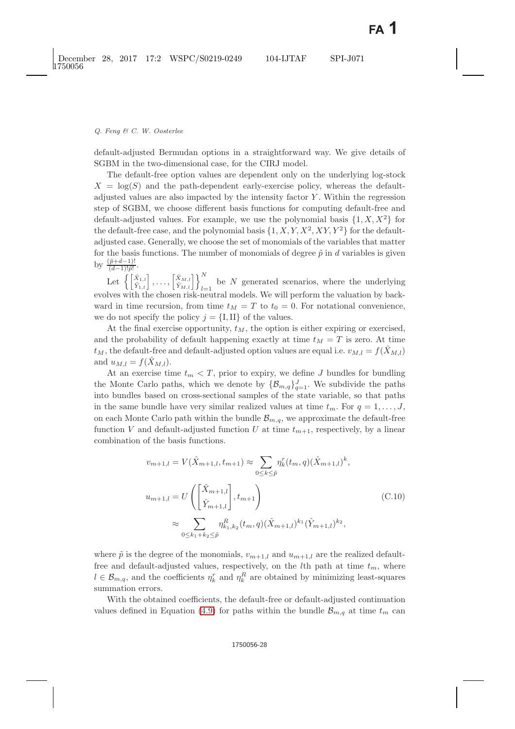default-adjusted Bermudan options in a straightforward way. We give details of SGBM in the two-dimensional case, for the CIRJ model.

The default-free option values are dependent only on the underlying log-stock $X = \log(S)$ and the path-dependent early-exercise policy, whereas the default-adjusted values are also impacted by the intensity factor $Y$. Within the regression step of SGBM, we choose different basis functions for computing default-free and default-adjusted values. For example, we use the polynomial basis $\{1, X, X^2\}$ for the default-free case, and the polynomial basis $\{1, X, Y, X^2, XY, Y^2\}$ for the default-adjusted case. Generally, we choose the set of monomials of the variables that matter for the basis functions. The number of monomials of degree $\tilde{p}$ in $d$ variables is given by $\frac{(\tilde{p}+d-1)!}{(d-1)!\tilde{p}!}$.

Let $\left\{\begin{bmatrix}\hat{X}_{1,l}\\ \hat{Y}_{1,l}\end{bmatrix}, \ldots, \begin{bmatrix}\hat{X}_{M,l}\\ \hat{Y}_{M,l}\end{bmatrix}\right\}_{l=1}^{N}$ be $N$ generated scenarios, where the underlying evolves with the chosen risk-neutral models. We will perform the valuation by backward in time recursion, from time $t_M = T$ to $t_0 = 0$. For notational convenience, we do not specify the policy $j = \{\mathrm{I}, \mathrm{II}\}$ of the values.

At the final exercise opportunity, $t_M$, the option is either expiring or exercised, and the probability of default happening exactly at time $t_M = T$ is zero. At time $t_M$, the default-free and default-adjusted option values are equal i.e. $v_{M,l} = f(\hat{X}_{M,l})$ and $u_{M,l} = f(\hat{X}_{M,l})$.

At an exercise time $t_m < T$, prior to expiry, we define $J$ bundles for bundling the Monte Carlo paths, which we denote by $\{\mathcal{B}_{m,q}\}_{q=1}^{J}$. We subdivide the paths into bundles based on cross-sectional samples of the state variable, so that paths in the same bundle have very similar realized values at time $t_m$. For $q = 1, \ldots, J$, on each Monte Carlo path within the bundle $\mathcal{B}_{m,q}$, we approximate the default-free function $V$ and default-adjusted function $U$ at time $t_{m+1}$, respectively, by a linear combination of the basis functions.

$$
\begin{aligned}
v_{m+1,l} &= V(\hat{X}_{m+1,l}, t_{m+1}) \approx \sum_{0 \le k \le \tilde{p}} \eta_k^r(t_m, q)(\hat{X}_{m+1,l})^k, \\
u_{m+1,l} &= U\left(\begin{bmatrix}\hat{X}_{m+1,l}\\ \hat{Y}_{m+1,l}\end{bmatrix}, t_{m+1}\right) \qquad\qquad\qquad\qquad (\text{C.10}) \\
&\approx \sum_{0 \le k_1 + k_2 \le \tilde{p}} \eta_{k_1,k_2}^R(t_m, q)(\hat{X}_{m+1,l})^{k_1}(\hat{Y}_{m+1,l})^{k_2},
\end{aligned}
$$

where $\tilde{p}$ is the degree of the monomials, $v_{m+1,l}$ and $u_{m+1,l}$ are the realized default-free and default-adjusted values, respectively, on the $l$th path at time $t_m$, where $l \in \mathcal{B}_{m,q}$, and the coefficients $\eta_k^r$ and $\eta_k^R$ are obtained by minimizing least-squares summation errors.

With the obtained coefficients, the default-free or default-adjusted continuation values defined in Equation (4.9) for paths within the bundle $\mathcal{B}_{m,q}$ at time $t_m$ can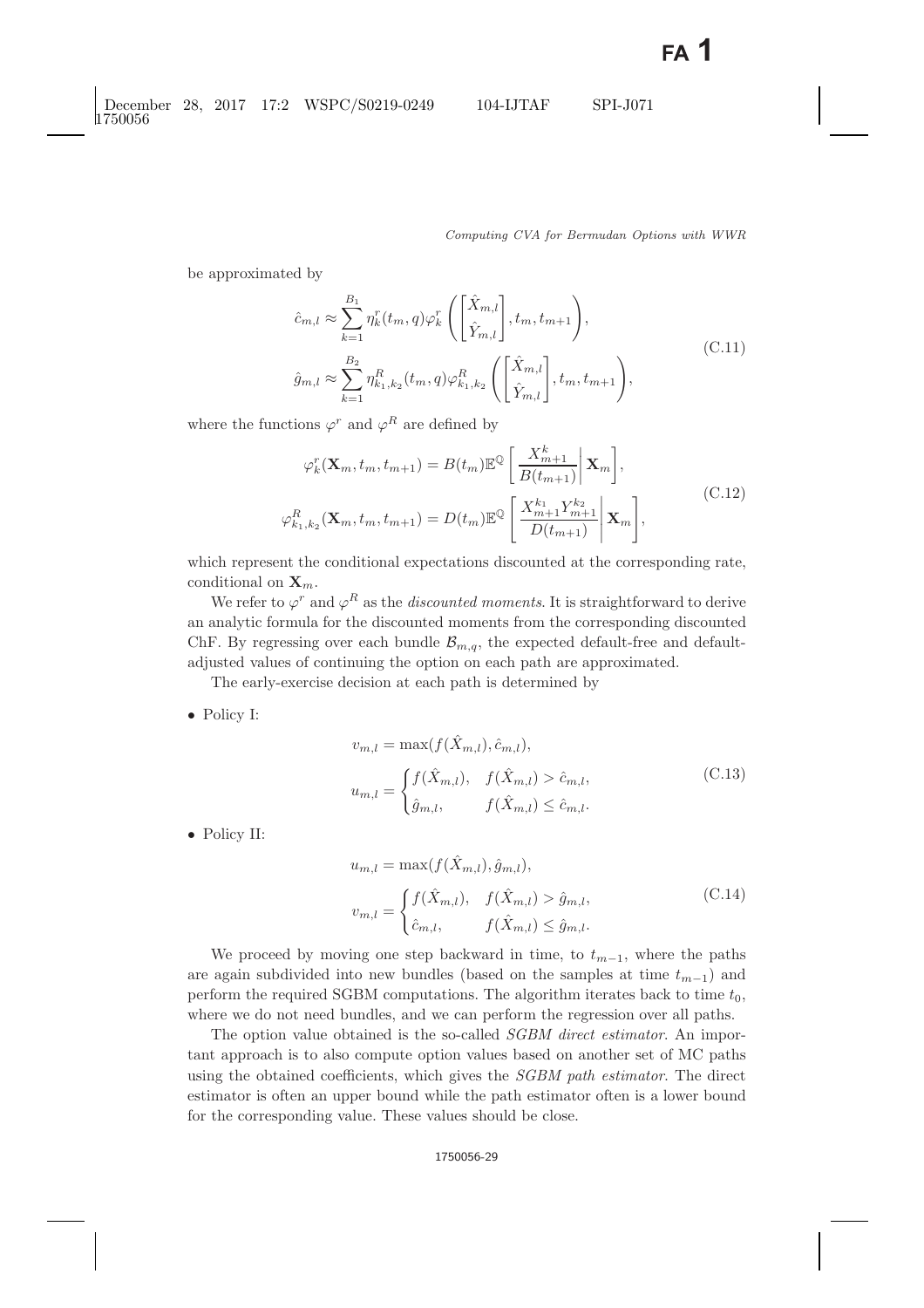be approximated by

$$
\begin{aligned}
\hat{c}_{m,l} &\approx \sum_{k=1}^{B_1} \eta_k^r(t_m, q)\varphi_k^r\left(\begin{bmatrix}\hat{X}_{m,l}\\ \hat{Y}_{m,l}\end{bmatrix}, t_m, t_{m+1}\right),\\
\hat{g}_{m,l} &\approx \sum_{k=1}^{B_2} \eta_{k_1,k_2}^R(t_m, q)\varphi_{k_1,k_2}^R\left(\begin{bmatrix}\hat{X}_{m,l}\\ \hat{Y}_{m,l}\end{bmatrix}, t_m, t_{m+1}\right),
\end{aligned}
\tag{C.11}
$$

where the functions $\varphi^r$ and $\varphi^R$ are defined by

$$
\begin{aligned}
\varphi_k^r(\mathbf{X}_m, t_m, t_{m+1}) &= B(t_m)\mathbb{E}^{\mathbb{Q}}\left[\left.\frac{X_{m+1}^k}{B(t_{m+1})}\right| \mathbf{X}_m\right],\\
\varphi_{k_1,k_2}^R(\mathbf{X}_m, t_m, t_{m+1}) &= D(t_m)\mathbb{E}^{\mathbb{Q}}\left[\left.\frac{X_{m+1}^{k_1}Y_{m+1}^{k_2}}{D(t_{m+1})}\right| \mathbf{X}_m\right],
\end{aligned}
\tag{C.12}
$$

which represent the conditional expectations discounted at the corresponding rate, conditional on $\mathbf{X}_m$.

We refer to $\varphi^r$ and $\varphi^R$ as the *discounted moments*. It is straightforward to derive an analytic formula for the discounted moments from the corresponding discounted ChF. By regressing over each bundle $\mathcal{B}_{m,q}$, the expected default-free and default-adjusted values of continuing the option on each path are approximated.

The early-exercise decision at each path is determined by

- Policy I:

$$
\begin{aligned}
v_{m,l} &= \max(f(\hat{X}_{m,l}), \hat{c}_{m,l}),\\
u_{m,l} &= \begin{cases} f(\hat{X}_{m,l}), & f(\hat{X}_{m,l}) > \hat{c}_{m,l},\\ \hat{g}_{m,l}, & f(\hat{X}_{m,l}) \le \hat{c}_{m,l}.\end{cases}
\end{aligned}
\tag{C.13}
$$

- Policy II:

$$
\begin{aligned}
u_{m,l} &= \max(f(\hat{X}_{m,l}), \hat{g}_{m,l}),\\
v_{m,l} &= \begin{cases} f(\hat{X}_{m,l}), & f(\hat{X}_{m,l}) > \hat{g}_{m,l},\\ \hat{c}_{m,l}, & f(\hat{X}_{m,l}) \le \hat{g}_{m,l}.\end{cases}
\end{aligned}
\tag{C.14}
$$

We proceed by moving one step backward in time, to $t_{m-1}$, where the paths are again subdivided into new bundles (based on the samples at time $t_{m-1}$) and perform the required SGBM computations. The algorithm iterates back to time $t_0$, where we do not need bundles, and we can perform the regression over all paths.

The option value obtained is the so-called *SGBM direct estimator*. An important approach is to also compute option values based on another set of MC paths using the obtained coefficients, which gives the *SGBM path estimator*. The direct estimator is often an upper bound while the path estimator often is a lower bound for the corresponding value. These values should be close.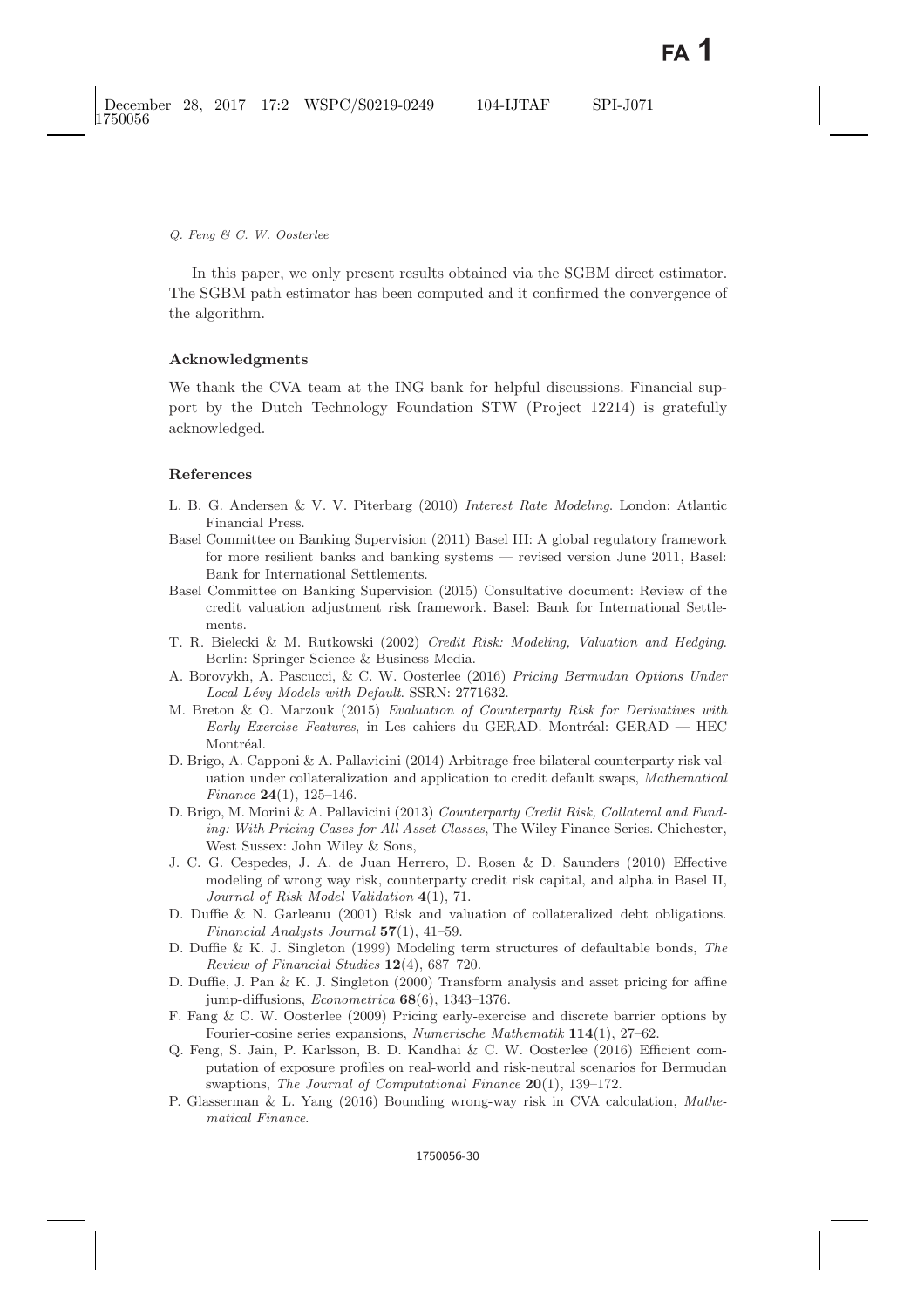In this paper, we only present results obtained via the SGBM direct estimator. The SGBM path estimator has been computed and it confirmed the convergence of the algorithm.

### Acknowledgments

We thank the CVA team at the ING bank for helpful discussions. Financial support by the Dutch Technology Foundation STW (Project 12214) is gratefully acknowledged.

### References

L. B. G. Andersen & V. V. Piterbarg (2010) *Interest Rate Modeling*. London: Atlantic Financial Press.

Basel Committee on Banking Supervision (2011) Basel III: A global regulatory framework for more resilient banks and banking systems — revised version June 2011, Basel: Bank for International Settlements.

Basel Committee on Banking Supervision (2015) Consultative document: Review of the credit valuation adjustment risk framework. Basel: Bank for International Settlements.

T. R. Bielecki & M. Rutkowski (2002) *Credit Risk: Modeling, Valuation and Hedging*. Berlin: Springer Science & Business Media.

A. Borovykh, A. Pascucci, & C. W. Oosterlee (2016) *Pricing Bermudan Options Under Local Lévy Models with Default*. SSRN: 2771632.

M. Breton & O. Marzouk (2015) *Evaluation of Counterparty Risk for Derivatives with Early Exercise Features*, in Les cahiers du GERAD. Montréal: GERAD — HEC Montréal.

D. Brigo, A. Capponi & A. Pallavicini (2014) Arbitrage-free bilateral counterparty risk valuation under collateralization and application to credit default swaps, *Mathematical Finance* **24**(1), 125–146.

D. Brigo, M. Morini & A. Pallavicini (2013) *Counterparty Credit Risk, Collateral and Funding: With Pricing Cases for All Asset Classes*, The Wiley Finance Series. Chichester, West Sussex: John Wiley & Sons,

J. C. G. Cespedes, J. A. de Juan Herrero, D. Rosen & D. Saunders (2010) Effective modeling of wrong way risk, counterparty credit risk capital, and alpha in Basel II, *Journal of Risk Model Validation* **4**(1), 71.

D. Duffie & N. Garleanu (2001) Risk and valuation of collateralized debt obligations. *Financial Analysts Journal* **57**(1), 41–59.

D. Duffie & K. J. Singleton (1999) Modeling term structures of defaultable bonds, *The Review of Financial Studies* **12**(4), 687–720.

D. Duffie, J. Pan & K. J. Singleton (2000) Transform analysis and asset pricing for affine jump-diffusions, *Econometrica* **68**(6), 1343–1376.

F. Fang & C. W. Oosterlee (2009) Pricing early-exercise and discrete barrier options by Fourier-cosine series expansions, *Numerische Mathematik* **114**(1), 27–62.

Q. Feng, S. Jain, P. Karlsson, B. D. Kandhai & C. W. Oosterlee (2016) Efficient computation of exposure profiles on real-world and risk-neutral scenarios for Bermudan swaptions, *The Journal of Computational Finance* **20**(1), 139–172.

P. Glasserman & L. Yang (2016) Bounding wrong-way risk in CVA calculation, *Mathematical Finance*.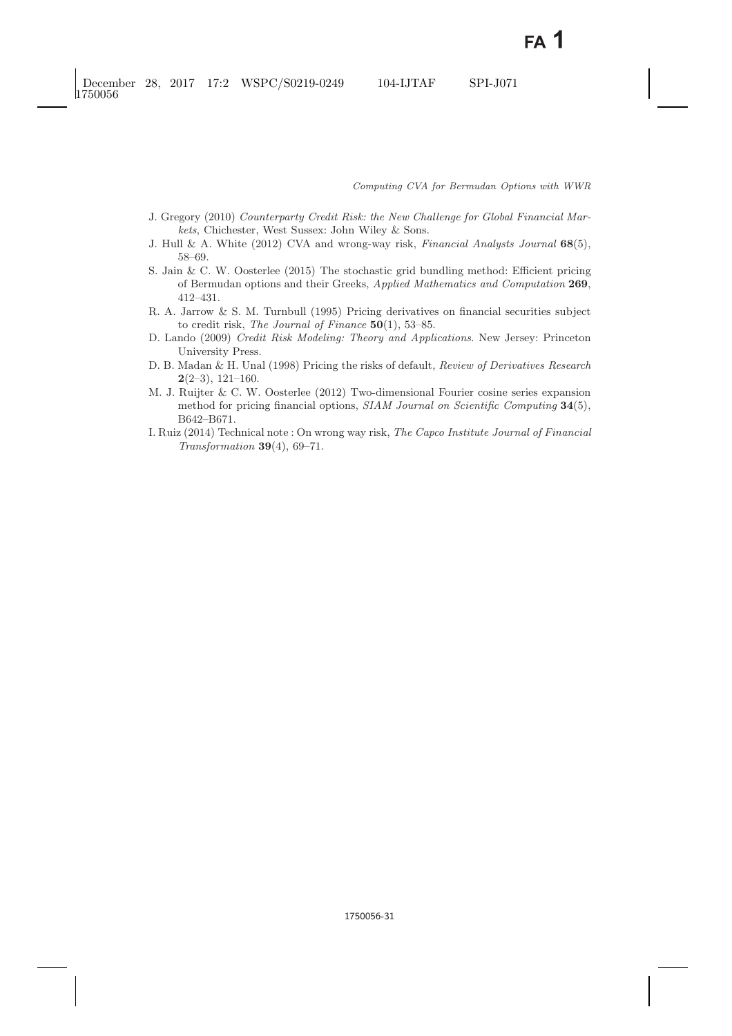J. Gregory (2010) *Counterparty Credit Risk: the New Challenge for Global Financial Markets*, Chichester, West Sussex: John Wiley & Sons.

J. Hull & A. White (2012) CVA and wrong-way risk, *Financial Analysts Journal* **68**(5), 58–69.

S. Jain & C. W. Oosterlee (2015) The stochastic grid bundling method: Efficient pricing of Bermudan options and their Greeks, *Applied Mathematics and Computation* **269**, 412–431.

R. A. Jarrow & S. M. Turnbull (1995) Pricing derivatives on financial securities subject to credit risk, *The Journal of Finance* **50**(1), 53–85.

D. Lando (2009) *Credit Risk Modeling: Theory and Applications*. New Jersey: Princeton University Press.

D. B. Madan & H. Unal (1998) Pricing the risks of default, *Review of Derivatives Research* **2**(2–3), 121–160.

M. J. Ruijter & C. W. Oosterlee (2012) Two-dimensional Fourier cosine series expansion method for pricing financial options, *SIAM Journal on Scientific Computing* **34**(5), B642–B671.

I. Ruiz (2014) Technical note : On wrong way risk, *The Capco Institute Journal of Financial Transformation* **39**(4), 69–71.